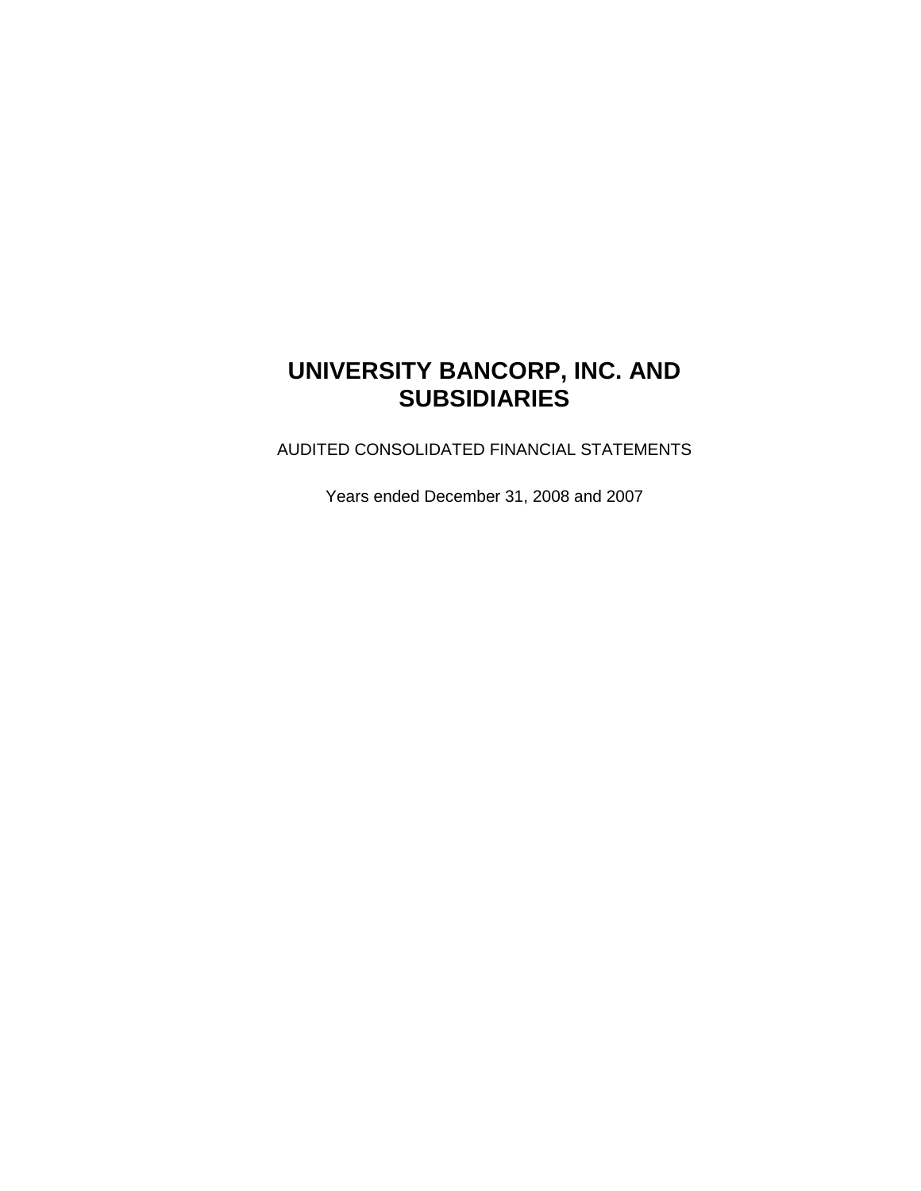# UNIVERSITY BANCORP, INC. AND SUBSIDIARIES

AUDITED CONSOLIDATED FINANCIAL STATEMENTS

Years ended December 31, 2008 and 2007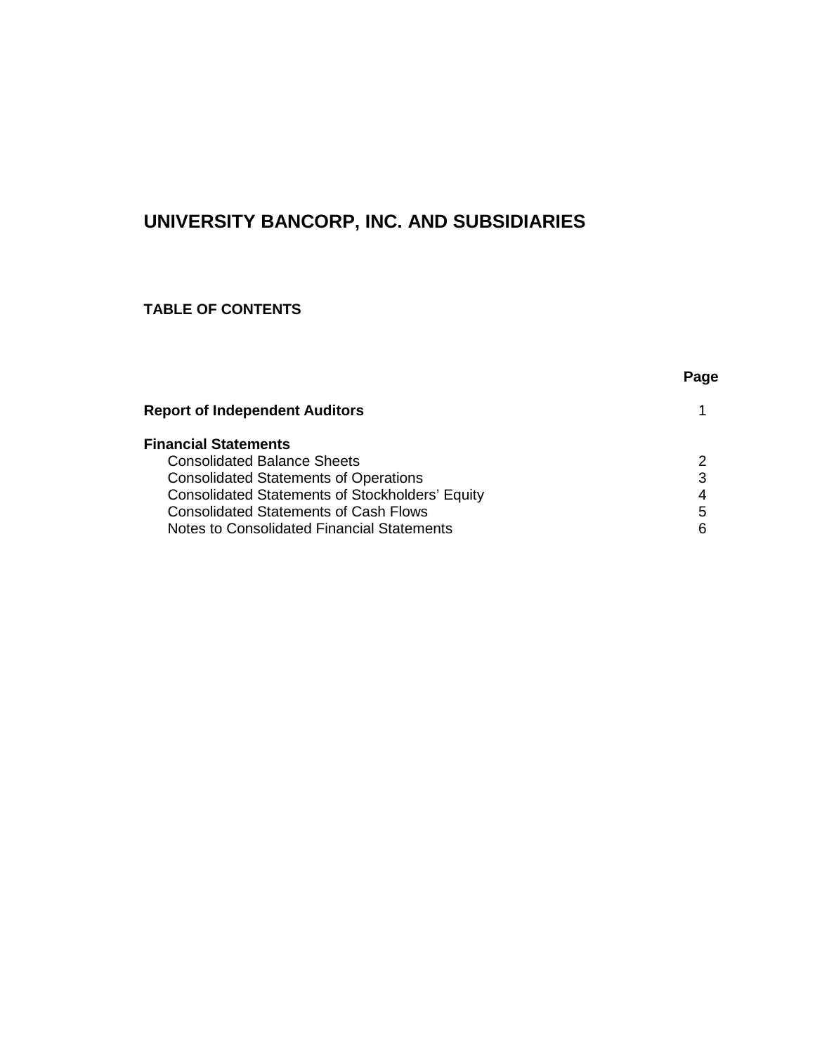# UNIVERSITY BANCORP, INC. AND SUBSIDIARIES

## TABLE OF CONTENTS

| | Page |
|---|---|
| **Report of Independent Auditors** | 1 |
| **Financial Statements** | |
| Consolidated Balance Sheets | 2 |
| Consolidated Statements of Operations | 3 |
| Consolidated Statements of Stockholders' Equity | 4 |
| Consolidated Statements of Cash Flows | 5 |
| Notes to Consolidated Financial Statements | 6 |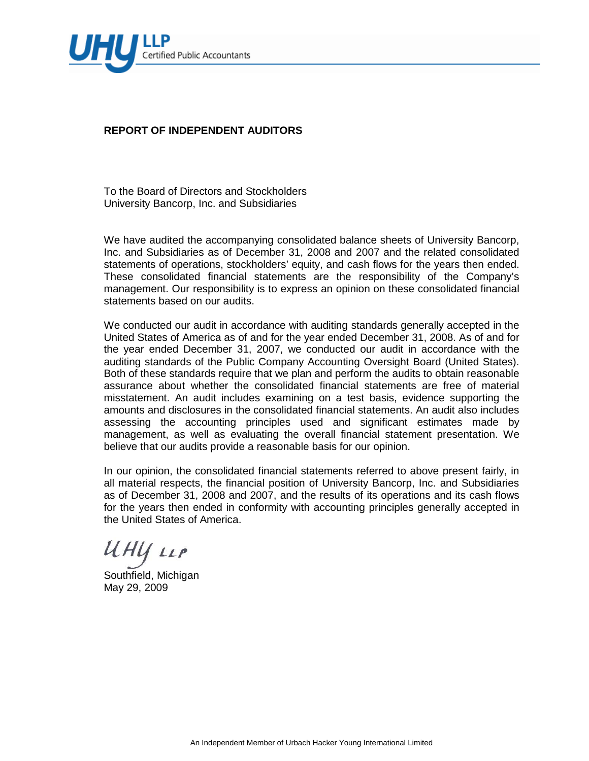UHY LLP
Certified Public Accountants

## REPORT OF INDEPENDENT AUDITORS

To the Board of Directors and Stockholders
University Bancorp, Inc. and Subsidiaries

We have audited the accompanying consolidated balance sheets of University Bancorp, Inc. and Subsidiaries as of December 31, 2008 and 2007 and the related consolidated statements of operations, stockholders' equity, and cash flows for the years then ended. These consolidated financial statements are the responsibility of the Company's management. Our responsibility is to express an opinion on these consolidated financial statements based on our audits.

We conducted our audit in accordance with auditing standards generally accepted in the United States of America as of and for the year ended December 31, 2008. As of and for the year ended December 31, 2007, we conducted our audit in accordance with the auditing standards of the Public Company Accounting Oversight Board (United States). Both of these standards require that we plan and perform the audits to obtain reasonable assurance about whether the consolidated financial statements are free of material misstatement. An audit includes examining on a test basis, evidence supporting the amounts and disclosures in the consolidated financial statements. An audit also includes assessing the accounting principles used and significant estimates made by management, as well as evaluating the overall financial statement presentation. We believe that our audits provide a reasonable basis for our opinion.

In our opinion, the consolidated financial statements referred to above present fairly, in all material respects, the financial position of University Bancorp, Inc. and Subsidiaries as of December 31, 2008 and 2007, and the results of its operations and its cash flows for the years then ended in conformity with accounting principles generally accepted in the United States of America.

UHY LLP

Southfield, Michigan
May 29, 2009

An Independent Member of Urbach Hacker Young International Limited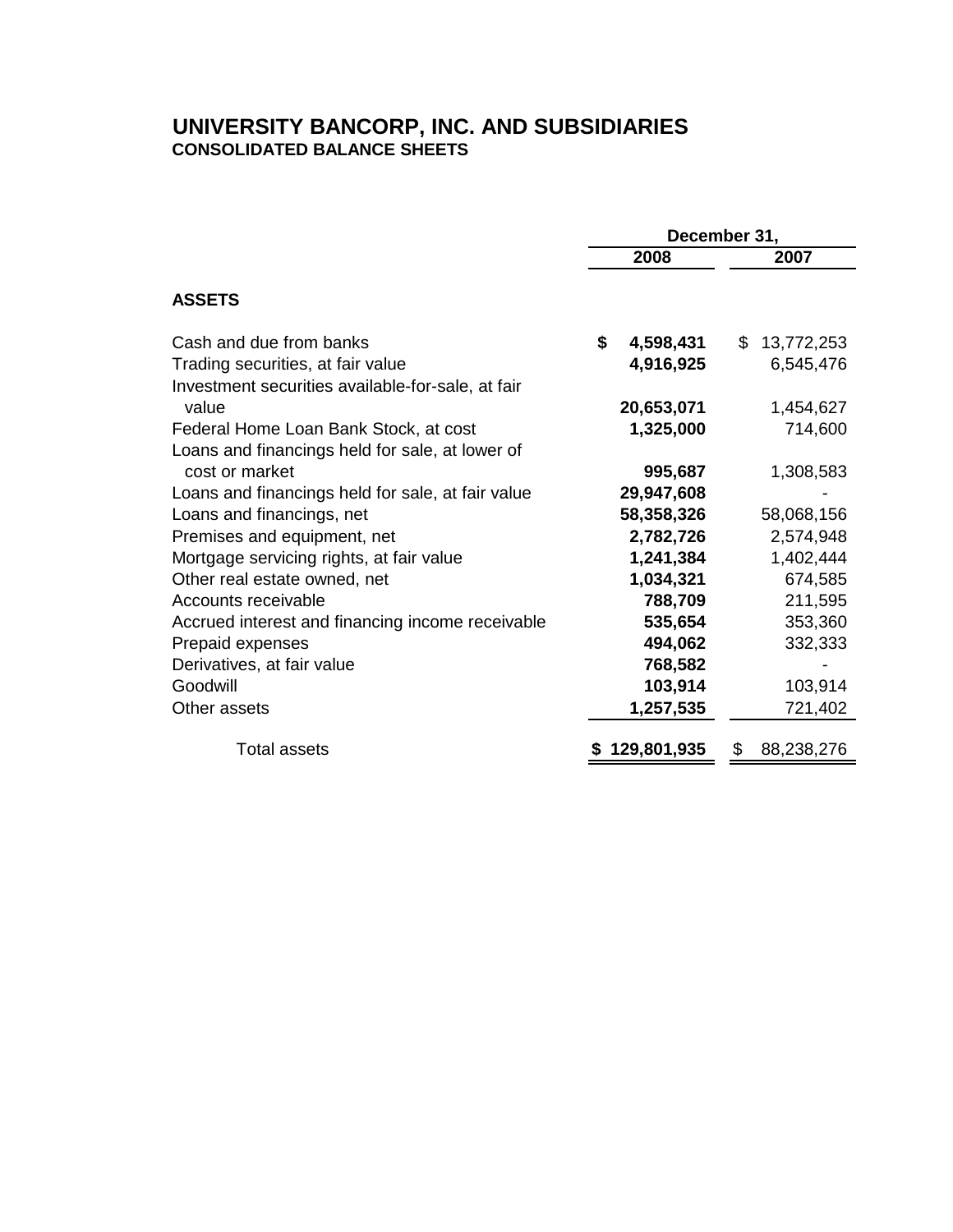# UNIVERSITY BANCORP, INC. AND SUBSIDIARIES

## CONSOLIDATED BALANCE SHEETS

| | December 31, | |
|---|---|---|
| | **2008** | **2007** |
| **ASSETS** | | |
| Cash and due from banks | **$ 4,598,431** | $ 13,772,253 |
| Trading securities, at fair value | **4,916,925** | 6,545,476 |
| Investment securities available-for-sale, at fair value | **20,653,071** | 1,454,627 |
| Federal Home Loan Bank Stock, at cost | **1,325,000** | 714,600 |
| Loans and financings held for sale, at lower of cost or market | **995,687** | 1,308,583 |
| Loans and financings held for sale, at fair value | **29,947,608** | - |
| Loans and financings, net | **58,358,326** | 58,068,156 |
| Premises and equipment, net | **2,782,726** | 2,574,948 |
| Mortgage servicing rights, at fair value | **1,241,384** | 1,402,444 |
| Other real estate owned, net | **1,034,321** | 674,585 |
| Accounts receivable | **788,709** | 211,595 |
| Accrued interest and financing income receivable | **535,654** | 353,360 |
| Prepaid expenses | **494,062** | 332,333 |
| Derivatives, at fair value | **768,582** | - |
| Goodwill | **103,914** | 103,914 |
| Other assets | **1,257,535** | 721,402 |
| Total assets | **$ 129,801,935** | $ 88,238,276 |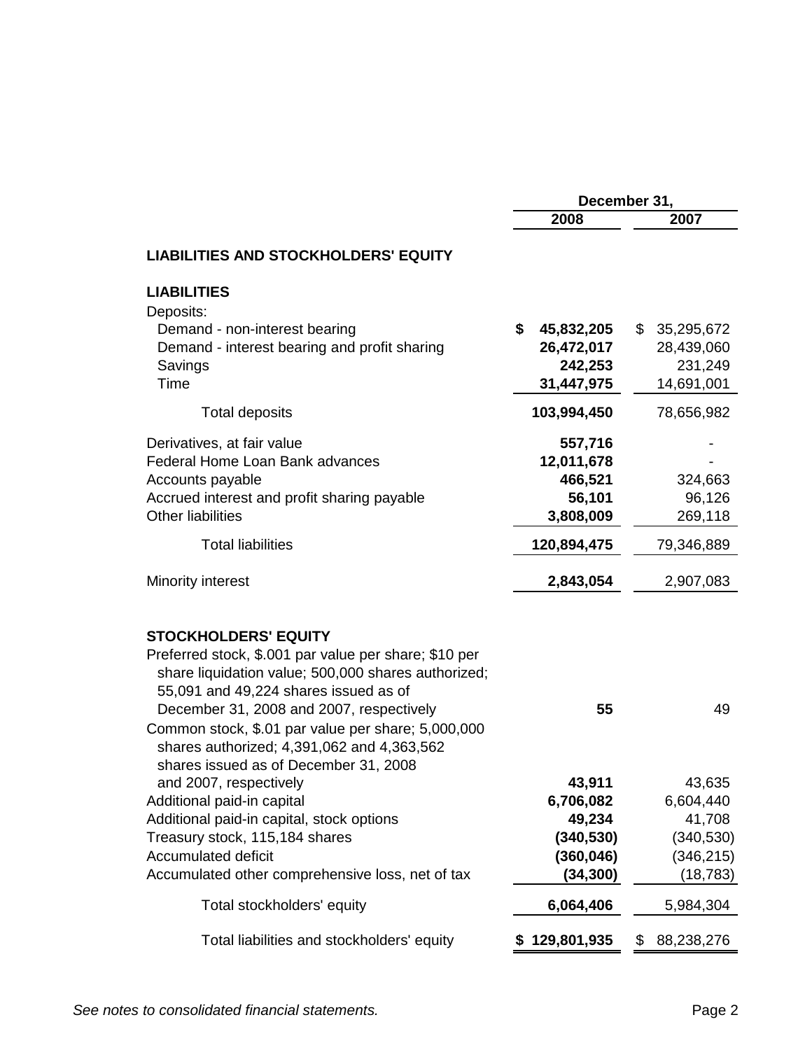| | December 31, | |
|---|---|---|
| | 2008 | 2007 |
| **LIABILITIES AND STOCKHOLDERS' EQUITY** | | |
| **LIABILITIES** | | |
| Deposits: | | |
| Demand - non-interest bearing | **$ 45,832,205** | $ 35,295,672 |
| Demand - interest bearing and profit sharing | **26,472,017** | 28,439,060 |
| Savings | **242,253** | 231,249 |
| Time | **31,447,975** | 14,691,001 |
| Total deposits | **103,994,450** | 78,656,982 |
| Derivatives, at fair value | **557,716** | - |
| Federal Home Loan Bank advances | **12,011,678** | - |
| Accounts payable | **466,521** | 324,663 |
| Accrued interest and profit sharing payable | **56,101** | 96,126 |
| Other liabilities | **3,808,009** | 269,118 |
| Total liabilities | **120,894,475** | 79,346,889 |
| Minority interest | **2,843,054** | 2,907,083 |
| **STOCKHOLDERS' EQUITY** | | |
| Preferred stock, $.001 par value per share; $10 per share liquidation value; 500,000 shares authorized; 55,091 and 49,224 shares issued as of December 31, 2008 and 2007, respectively | **55** | 49 |
| Common stock, $.01 par value per share; 5,000,000 shares authorized; 4,391,062 and 4,363,562 shares issued as of December 31, 2008 and 2007, respectively | **43,911** | 43,635 |
| Additional paid-in capital | **6,706,082** | 6,604,440 |
| Additional paid-in capital, stock options | **49,234** | 41,708 |
| Treasury stock, 115,184 shares | **(340,530)** | (340,530) |
| Accumulated deficit | **(360,046)** | (346,215) |
| Accumulated other comprehensive loss, net of tax | **(34,300)** | (18,783) |
| Total stockholders' equity | **6,064,406** | 5,984,304 |
| Total liabilities and stockholders' equity | **$ 129,801,935** | $ 88,238,276 |

*See notes to consolidated financial statements.*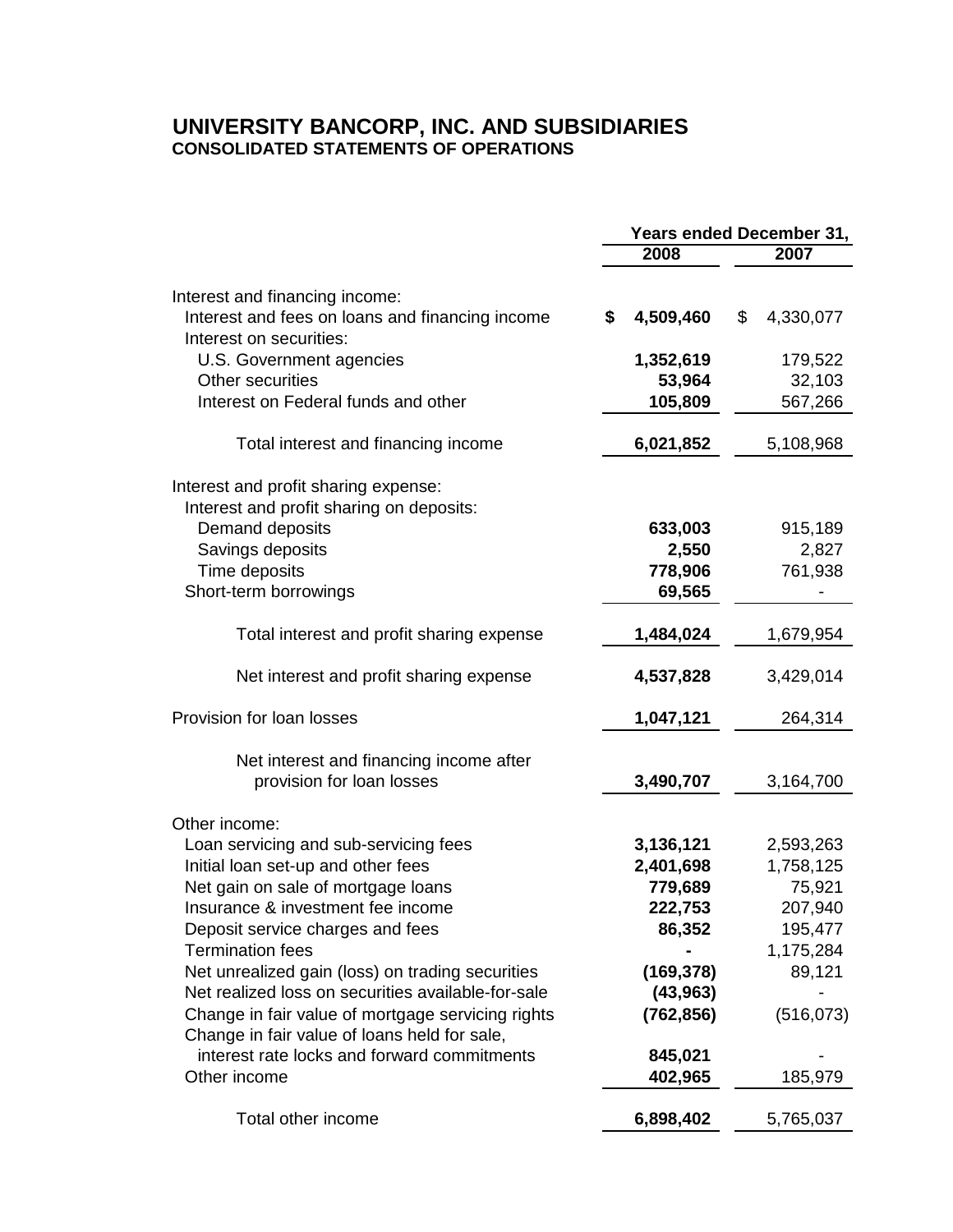# UNIVERSITY BANCORP, INC. AND SUBSIDIARIES

## CONSOLIDATED STATEMENTS OF OPERATIONS

| | Years ended December 31, | |
|---|---|---|
| | **2008** | **2007** |
| Interest and financing income: | | |
| Interest and fees on loans and financing income | **$ 4,509,460** | $ 4,330,077 |
| Interest on securities: | | |
| U.S. Government agencies | **1,352,619** | 179,522 |
| Other securities | **53,964** | 32,103 |
| Interest on Federal funds and other | **105,809** | 567,266 |
| Total interest and financing income | **6,021,852** | 5,108,968 |
| Interest and profit sharing expense: | | |
| Interest and profit sharing on deposits: | | |
| Demand deposits | **633,003** | 915,189 |
| Savings deposits | **2,550** | 2,827 |
| Time deposits | **778,906** | 761,938 |
| Short-term borrowings | **69,565** | - |
| Total interest and profit sharing expense | **1,484,024** | 1,679,954 |
| Net interest and profit sharing expense | **4,537,828** | 3,429,014 |
| Provision for loan losses | **1,047,121** | 264,314 |
| Net interest and financing income after provision for loan losses | **3,490,707** | 3,164,700 |
| Other income: | | |
| Loan servicing and sub-servicing fees | **3,136,121** | 2,593,263 |
| Initial loan set-up and other fees | **2,401,698** | 1,758,125 |
| Net gain on sale of mortgage loans | **779,689** | 75,921 |
| Insurance & investment fee income | **222,753** | 207,940 |
| Deposit service charges and fees | **86,352** | 195,477 |
| Termination fees | **-** | 1,175,284 |
| Net unrealized gain (loss) on trading securities | **(169,378)** | 89,121 |
| Net realized loss on securities available-for-sale | **(43,963)** | - |
| Change in fair value of mortgage servicing rights | **(762,856)** | (516,073) |
| Change in fair value of loans held for sale, interest rate locks and forward commitments | **845,021** | - |
| Other income | **402,965** | 185,979 |
| Total other income | **6,898,402** | 5,765,037 |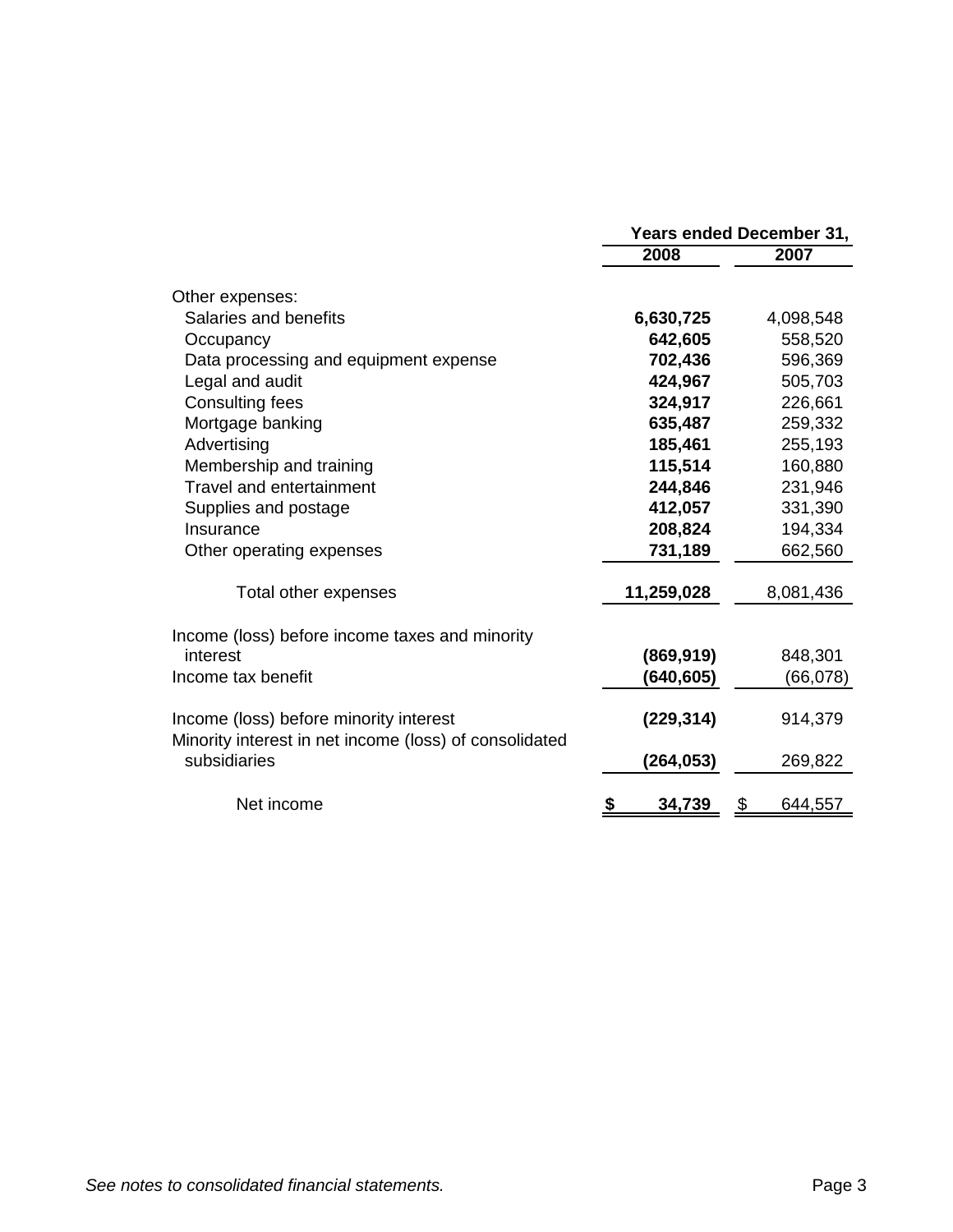| | Years ended December 31, | |
|---|---|---|
| | **2008** | **2007** |
| Other expenses: | | |
| Salaries and benefits | **6,630,725** | 4,098,548 |
| Occupancy | **642,605** | 558,520 |
| Data processing and equipment expense | **702,436** | 596,369 |
| Legal and audit | **424,967** | 505,703 |
| Consulting fees | **324,917** | 226,661 |
| Mortgage banking | **635,487** | 259,332 |
| Advertising | **185,461** | 255,193 |
| Membership and training | **115,514** | 160,880 |
| Travel and entertainment | **244,846** | 231,946 |
| Supplies and postage | **412,057** | 331,390 |
| Insurance | **208,824** | 194,334 |
| Other operating expenses | **731,189** | 662,560 |
| Total other expenses | **11,259,028** | 8,081,436 |
| Income (loss) before income taxes and minority interest | **(869,919)** | 848,301 |
| Income tax benefit | **(640,605)** | (66,078) |
| Income (loss) before minority interest | **(229,314)** | 914,379 |
| Minority interest in net income (loss) of consolidated subsidiaries | **(264,053)** | 269,822 |
| Net income | **$ 34,739** | $ 644,557 |

*See notes to consolidated financial statements.*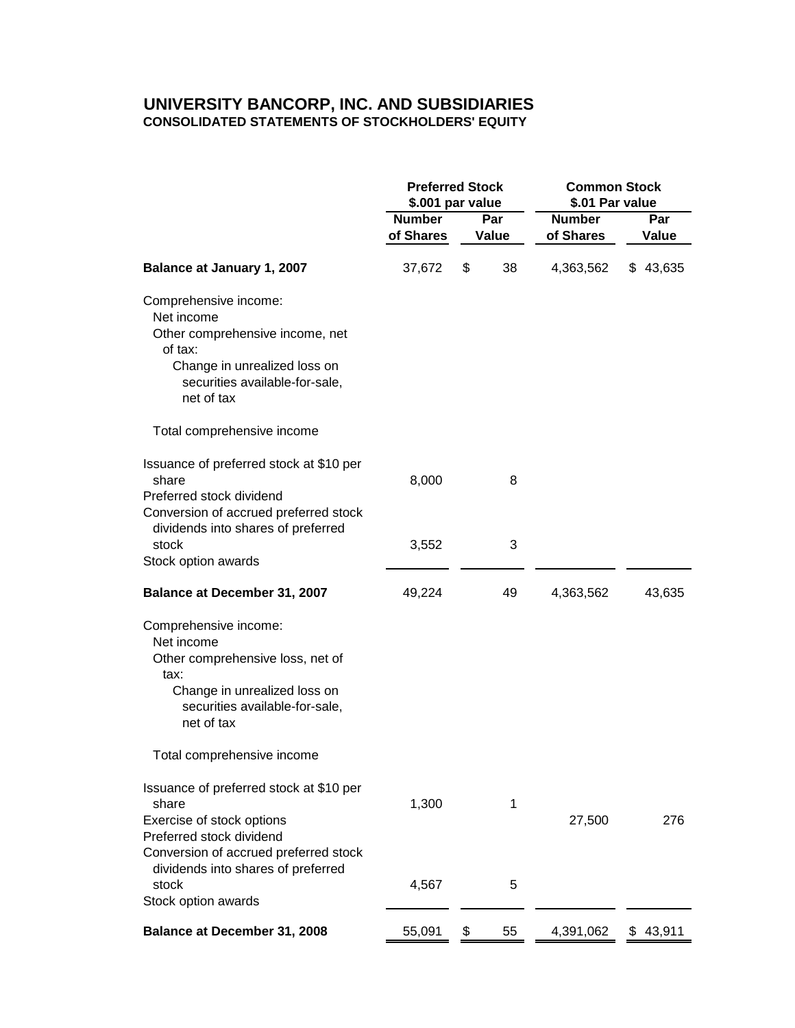# UNIVERSITY BANCORP, INC. AND SUBSIDIARIES

## CONSOLIDATED STATEMENTS OF STOCKHOLDERS' EQUITY

| | Preferred Stock $.001 par value | | Common Stock $.01 Par value | |
|---|---|---|---|---|
| | Number of Shares | Par Value | Number of Shares | Par Value |
| **Balance at January 1, 2007** | 37,672 | $ 38 | 4,363,562 | $ 43,635 |
| Comprehensive income: | | | | |
| Net income | | | | |
| Other comprehensive income, net of tax: | | | | |
| Change in unrealized loss on securities available-for-sale, net of tax | | | | |
| Total comprehensive income | | | | |
| Issuance of preferred stock at $10 per share | 8,000 | 8 | | |
| Preferred stock dividend | | | | |
| Conversion of accrued preferred stock dividends into shares of preferred stock | 3,552 | 3 | | |
| Stock option awards | | | | |
| **Balance at December 31, 2007** | 49,224 | 49 | 4,363,562 | 43,635 |
| Comprehensive income: | | | | |
| Net income | | | | |
| Other comprehensive loss, net of tax: | | | | |
| Change in unrealized loss on securities available-for-sale, net of tax | | | | |
| Total comprehensive income | | | | |
| Issuance of preferred stock at $10 per share | 1,300 | 1 | | |
| Exercise of stock options | | | 27,500 | 276 |
| Preferred stock dividend | | | | |
| Conversion of accrued preferred stock dividends into shares of preferred stock | 4,567 | 5 | | |
| Stock option awards | | | | |
| **Balance at December 31, 2008** | 55,091 | $ 55 | 4,391,062 | $ 43,911 |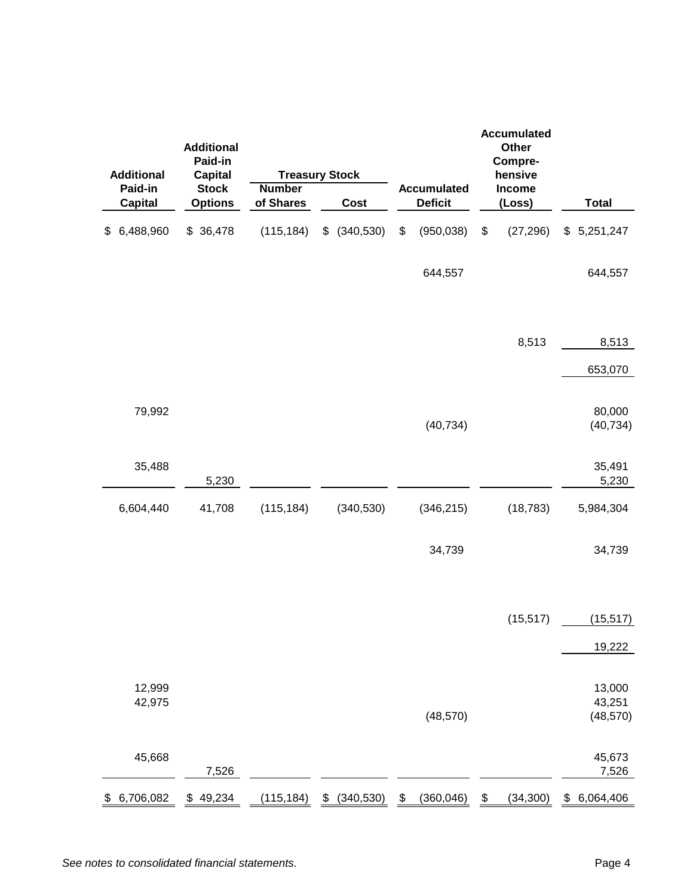| Additional Paid-in Capital | Additional Paid-in Capital Stock Options | Treasury Stock Number of Shares | Treasury Stock Cost | Accumulated Deficit | Accumulated Other Comprehensive Income (Loss) | Total |
|---|---|---|---|---|---|---|
| $ 6,488,960 | $ 36,478 | (115,184) | $ (340,530) | $ (950,038) | $ (27,296) | $ 5,251,247 |
| | | | | 644,557 | | 644,557 |
| | | | | | 8,513 | 8,513 |
| | | | | | | 653,070 |
| 79,992 | | | | | | 80,000 |
| | | | | (40,734) | | (40,734) |
| 35,488 | | | | | | 35,491 |
| | 5,230 | | | | | 5,230 |
| 6,604,440 | 41,708 | (115,184) | (340,530) | (346,215) | (18,783) | 5,984,304 |
| | | | | 34,739 | | 34,739 |
| | | | | | (15,517) | (15,517) |
| | | | | | | 19,222 |
| 12,999 | | | | | | 13,000 |
| 42,975 | | | | | | 43,251 |
| | | | | (48,570) | | (48,570) |
| 45,668 | | | | | | 45,673 |
| | 7,526 | | | | | 7,526 |
| $ 6,706,082 | $ 49,234 | (115,184) | $ (340,530) | $ (360,046) | $ (34,300) | $ 6,064,406 |

*See notes to consolidated financial statements.*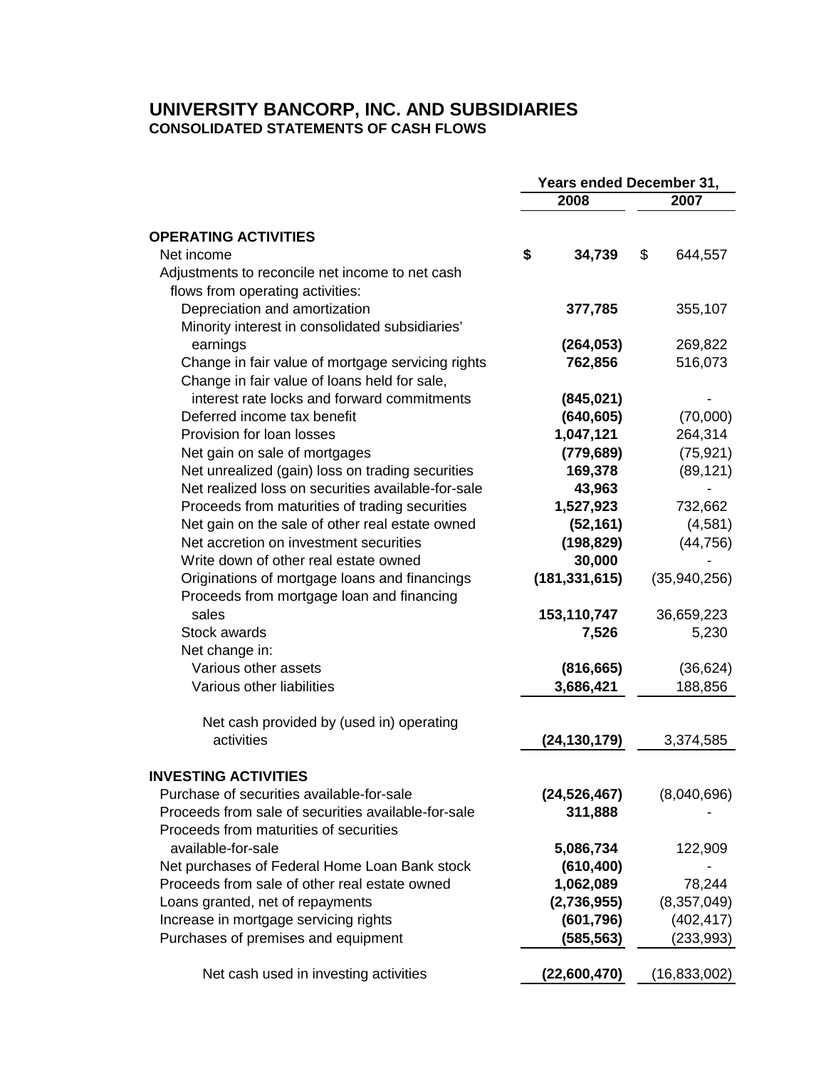# UNIVERSITY BANCORP, INC. AND SUBSIDIARIES

## CONSOLIDATED STATEMENTS OF CASH FLOWS

| | Years ended December 31, | |
|---|---|---|
| | **2008** | **2007** |
| **OPERATING ACTIVITIES** | | |
| Net income | **$ 34,739** | $ 644,557 |
| Adjustments to reconcile net income to net cash flows from operating activities: | | |
| Depreciation and amortization | **377,785** | 355,107 |
| Minority interest in consolidated subsidiaries' earnings | **(264,053)** | 269,822 |
| Change in fair value of mortgage servicing rights | **762,856** | 516,073 |
| Change in fair value of loans held for sale, interest rate locks and forward commitments | **(845,021)** | - |
| Deferred income tax benefit | **(640,605)** | (70,000) |
| Provision for loan losses | **1,047,121** | 264,314 |
| Net gain on sale of mortgages | **(779,689)** | (75,921) |
| Net unrealized (gain) loss on trading securities | **169,378** | (89,121) |
| Net realized loss on securities available-for-sale | **43,963** | - |
| Proceeds from maturities of trading securities | **1,527,923** | 732,662 |
| Net gain on the sale of other real estate owned | **(52,161)** | (4,581) |
| Net accretion on investment securities | **(198,829)** | (44,756) |
| Write down of other real estate owned | **30,000** | - |
| Originations of mortgage loans and financings | **(181,331,615)** | (35,940,256) |
| Proceeds from mortgage loan and financing sales | **153,110,747** | 36,659,223 |
| Stock awards | **7,526** | 5,230 |
| Net change in: | | |
| Various other assets | **(816,665)** | (36,624) |
| Various other liabilities | **3,686,421** | 188,856 |
| Net cash provided by (used in) operating activities | **(24,130,179)** | 3,374,585 |
| **INVESTING ACTIVITIES** | | |
| Purchase of securities available-for-sale | **(24,526,467)** | (8,040,696) |
| Proceeds from sale of securities available-for-sale | **311,888** | - |
| Proceeds from maturities of securities available-for-sale | **5,086,734** | 122,909 |
| Net purchases of Federal Home Loan Bank stock | **(610,400)** | - |
| Proceeds from sale of other real estate owned | **1,062,089** | 78,244 |
| Loans granted, net of repayments | **(2,736,955)** | (8,357,049) |
| Increase in mortgage servicing rights | **(601,796)** | (402,417) |
| Purchases of premises and equipment | **(585,563)** | (233,993) |
| Net cash used in investing activities | **(22,600,470)** | (16,833,002) |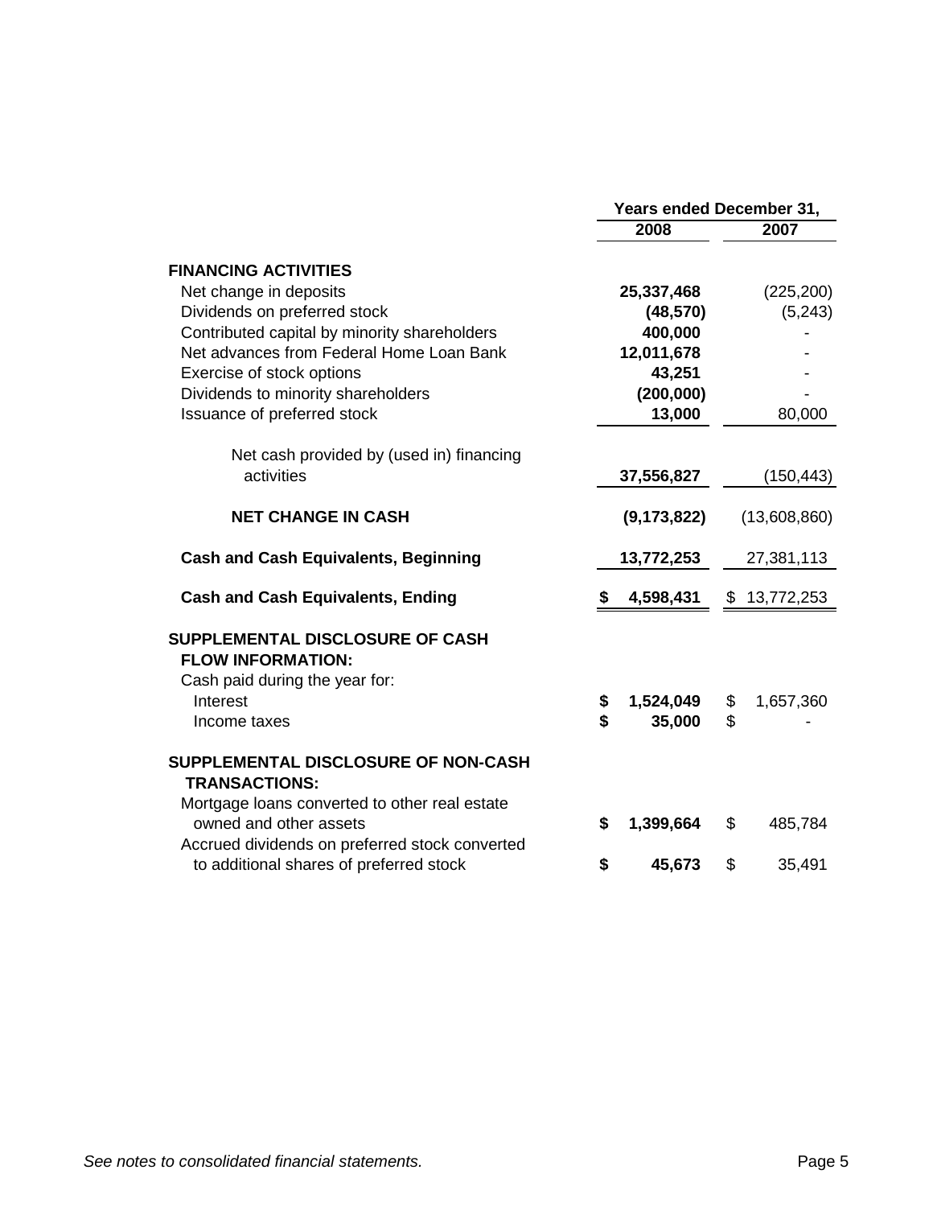| | Years ended December 31, | |
|---|---|---|
| | **2008** | **2007** |
| **FINANCING ACTIVITIES** | | |
| Net change in deposits | **25,337,468** | (225,200) |
| Dividends on preferred stock | **(48,570)** | (5,243) |
| Contributed capital by minority shareholders | **400,000** | - |
| Net advances from Federal Home Loan Bank | **12,011,678** | - |
| Exercise of stock options | **43,251** | - |
| Dividends to minority shareholders | **(200,000)** | - |
| Issuance of preferred stock | **13,000** | 80,000 |
| Net cash provided by (used in) financing activities | **37,556,827** | (150,443) |
| **NET CHANGE IN CASH** | **(9,173,822)** | (13,608,860) |
| **Cash and Cash Equivalents, Beginning** | **13,772,253** | 27,381,113 |
| **Cash and Cash Equivalents, Ending** | **$ 4,598,431** | $ 13,772,253 |
| **SUPPLEMENTAL DISCLOSURE OF CASH FLOW INFORMATION:** | | |
| Cash paid during the year for: | | |
| Interest | **$ 1,524,049** | $ 1,657,360 |
| Income taxes | **$ 35,000** | $ - |
| **SUPPLEMENTAL DISCLOSURE OF NON-CASH TRANSACTIONS:** | | |
| Mortgage loans converted to other real estate owned and other assets | **$ 1,399,664** | $ 485,784 |
| Accrued dividends on preferred stock converted to additional shares of preferred stock | **$ 45,673** | $ 35,491 |

*See notes to consolidated financial statements.*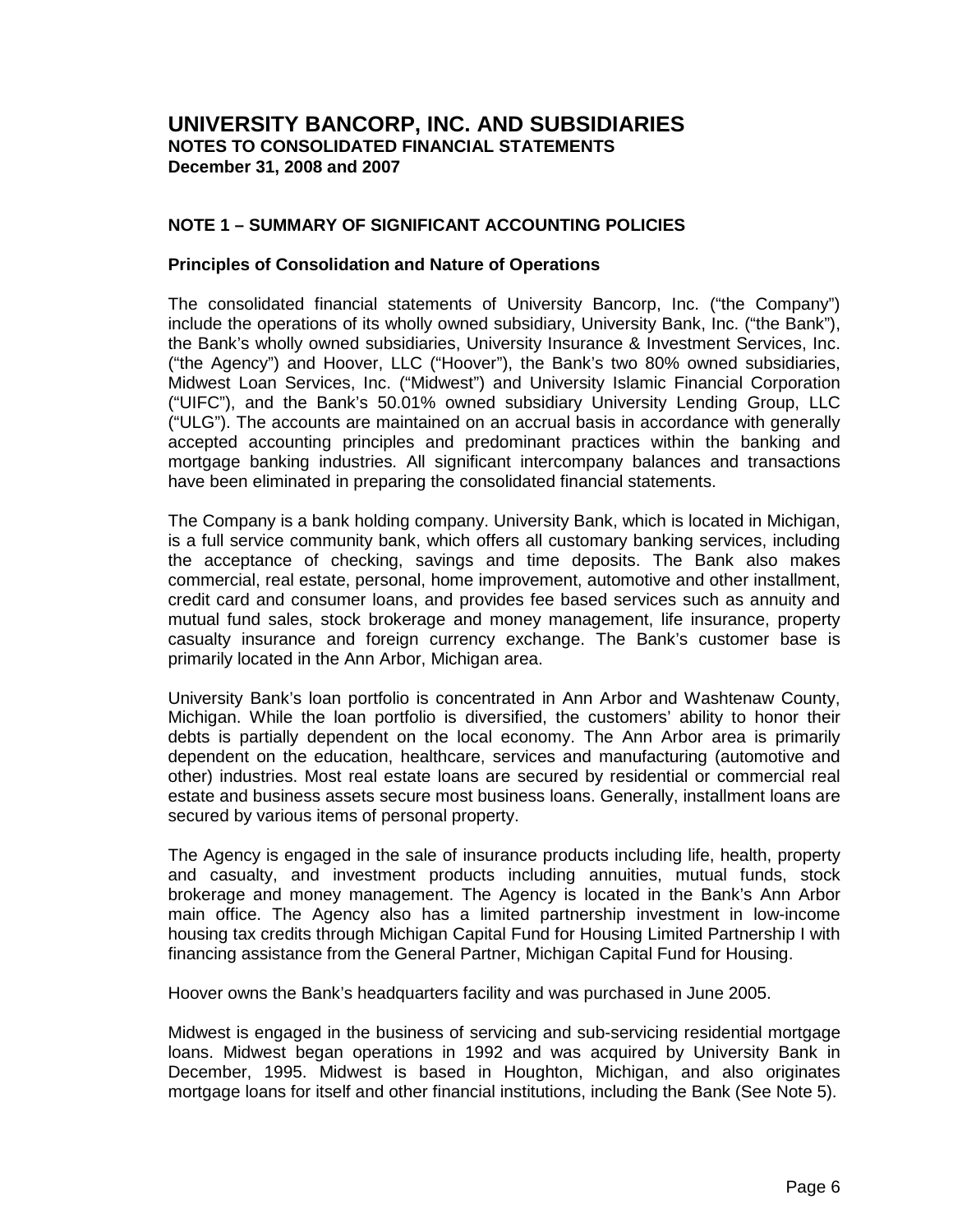# UNIVERSITY BANCORP, INC. AND SUBSIDIARIES
**NOTES TO CONSOLIDATED FINANCIAL STATEMENTS**
**December 31, 2008 and 2007**

## NOTE 1 – SUMMARY OF SIGNIFICANT ACCOUNTING POLICIES

### Principles of Consolidation and Nature of Operations

The consolidated financial statements of University Bancorp, Inc. ("the Company") include the operations of its wholly owned subsidiary, University Bank, Inc. ("the Bank"), the Bank's wholly owned subsidiaries, University Insurance & Investment Services, Inc. ("the Agency") and Hoover, LLC ("Hoover"), the Bank's two 80% owned subsidiaries, Midwest Loan Services, Inc. ("Midwest") and University Islamic Financial Corporation ("UIFC"), and the Bank's 50.01% owned subsidiary University Lending Group, LLC ("ULG"). The accounts are maintained on an accrual basis in accordance with generally accepted accounting principles and predominant practices within the banking and mortgage banking industries. All significant intercompany balances and transactions have been eliminated in preparing the consolidated financial statements.

The Company is a bank holding company. University Bank, which is located in Michigan, is a full service community bank, which offers all customary banking services, including the acceptance of checking, savings and time deposits. The Bank also makes commercial, real estate, personal, home improvement, automotive and other installment, credit card and consumer loans, and provides fee based services such as annuity and mutual fund sales, stock brokerage and money management, life insurance, property casualty insurance and foreign currency exchange. The Bank's customer base is primarily located in the Ann Arbor, Michigan area.

University Bank's loan portfolio is concentrated in Ann Arbor and Washtenaw County, Michigan. While the loan portfolio is diversified, the customers' ability to honor their debts is partially dependent on the local economy. The Ann Arbor area is primarily dependent on the education, healthcare, services and manufacturing (automotive and other) industries. Most real estate loans are secured by residential or commercial real estate and business assets secure most business loans. Generally, installment loans are secured by various items of personal property.

The Agency is engaged in the sale of insurance products including life, health, property and casualty, and investment products including annuities, mutual funds, stock brokerage and money management. The Agency is located in the Bank's Ann Arbor main office. The Agency also has a limited partnership investment in low-income housing tax credits through Michigan Capital Fund for Housing Limited Partnership I with financing assistance from the General Partner, Michigan Capital Fund for Housing.

Hoover owns the Bank's headquarters facility and was purchased in June 2005.

Midwest is engaged in the business of servicing and sub-servicing residential mortgage loans. Midwest began operations in 1992 and was acquired by University Bank in December, 1995. Midwest is based in Houghton, Michigan, and also originates mortgage loans for itself and other financial institutions, including the Bank (See Note 5).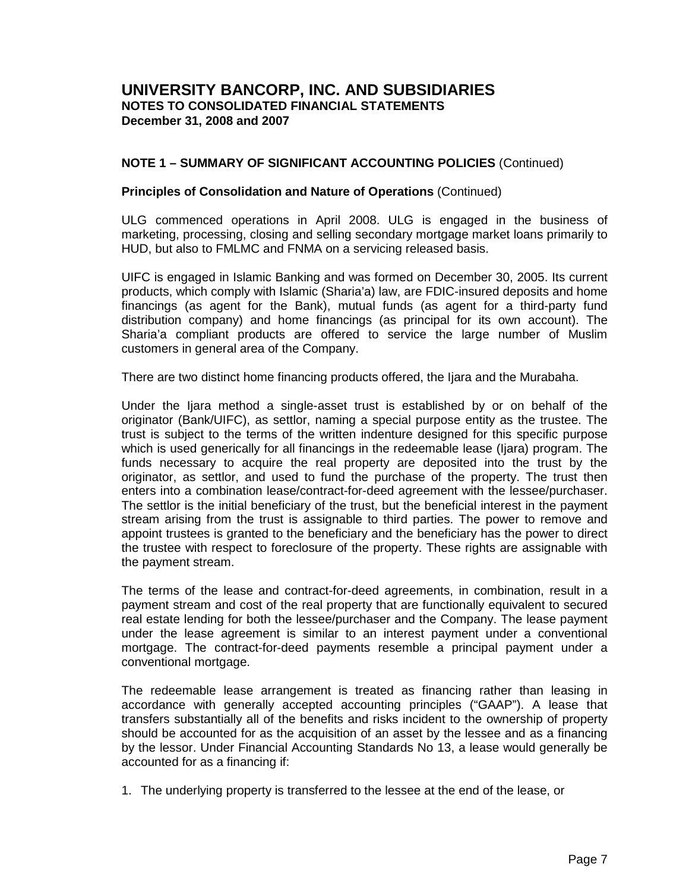# UNIVERSITY BANCORP, INC. AND SUBSIDIARIES
**NOTES TO CONSOLIDATED FINANCIAL STATEMENTS**
**December 31, 2008 and 2007**

## NOTE 1 – SUMMARY OF SIGNIFICANT ACCOUNTING POLICIES (Continued)

### Principles of Consolidation and Nature of Operations (Continued)

ULG commenced operations in April 2008. ULG is engaged in the business of marketing, processing, closing and selling secondary mortgage market loans primarily to HUD, but also to FMLMC and FNMA on a servicing released basis.

UIFC is engaged in Islamic Banking and was formed on December 30, 2005. Its current products, which comply with Islamic (Sharia'a) law, are FDIC-insured deposits and home financings (as agent for the Bank), mutual funds (as agent for a third-party fund distribution company) and home financings (as principal for its own account). The Sharia'a compliant products are offered to service the large number of Muslim customers in general area of the Company.

There are two distinct home financing products offered, the Ijara and the Murabaha.

Under the Ijara method a single-asset trust is established by or on behalf of the originator (Bank/UIFC), as settlor, naming a special purpose entity as the trustee. The trust is subject to the terms of the written indenture designed for this specific purpose which is used generically for all financings in the redeemable lease (Ijara) program. The funds necessary to acquire the real property are deposited into the trust by the originator, as settlor, and used to fund the purchase of the property. The trust then enters into a combination lease/contract-for-deed agreement with the lessee/purchaser. The settlor is the initial beneficiary of the trust, but the beneficial interest in the payment stream arising from the trust is assignable to third parties. The power to remove and appoint trustees is granted to the beneficiary and the beneficiary has the power to direct the trustee with respect to foreclosure of the property. These rights are assignable with the payment stream.

The terms of the lease and contract-for-deed agreements, in combination, result in a payment stream and cost of the real property that are functionally equivalent to secured real estate lending for both the lessee/purchaser and the Company. The lease payment under the lease agreement is similar to an interest payment under a conventional mortgage. The contract-for-deed payments resemble a principal payment under a conventional mortgage.

The redeemable lease arrangement is treated as financing rather than leasing in accordance with generally accepted accounting principles ("GAAP"). A lease that transfers substantially all of the benefits and risks incident to the ownership of property should be accounted for as the acquisition of an asset by the lessee and as a financing by the lessor. Under Financial Accounting Standards No 13, a lease would generally be accounted for as a financing if:

1. The underlying property is transferred to the lessee at the end of the lease, or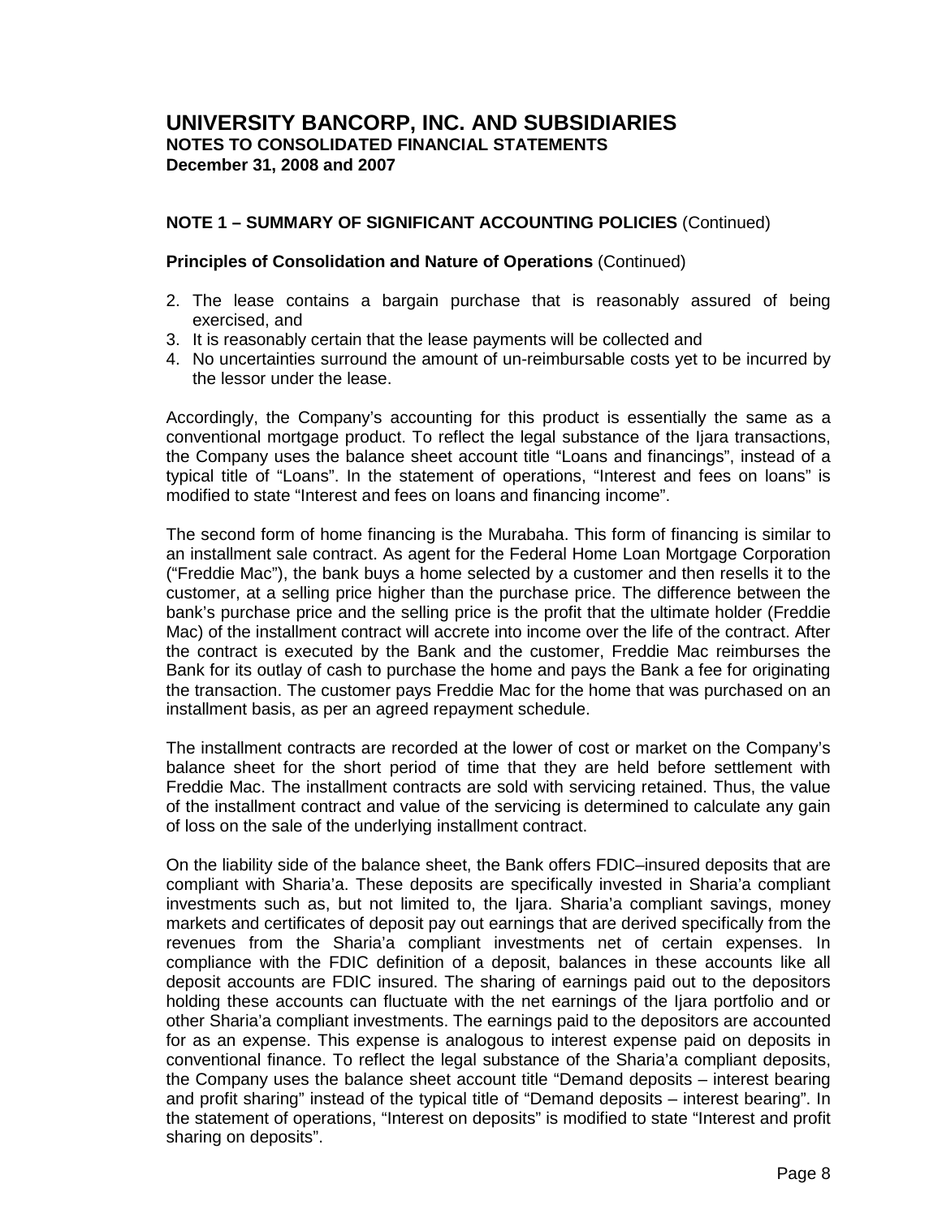# UNIVERSITY BANCORP, INC. AND SUBSIDIARIES
**NOTES TO CONSOLIDATED FINANCIAL STATEMENTS**
**December 31, 2008 and 2007**

**NOTE 1 – SUMMARY OF SIGNIFICANT ACCOUNTING POLICIES** (Continued)

**Principles of Consolidation and Nature of Operations** (Continued)

2. The lease contains a bargain purchase that is reasonably assured of being exercised, and
3. It is reasonably certain that the lease payments will be collected and
4. No uncertainties surround the amount of un-reimbursable costs yet to be incurred by the lessor under the lease.

Accordingly, the Company's accounting for this product is essentially the same as a conventional mortgage product. To reflect the legal substance of the Ijara transactions, the Company uses the balance sheet account title "Loans and financings", instead of a typical title of "Loans". In the statement of operations, "Interest and fees on loans" is modified to state "Interest and fees on loans and financing income".

The second form of home financing is the Murabaha. This form of financing is similar to an installment sale contract. As agent for the Federal Home Loan Mortgage Corporation ("Freddie Mac"), the bank buys a home selected by a customer and then resells it to the customer, at a selling price higher than the purchase price. The difference between the bank's purchase price and the selling price is the profit that the ultimate holder (Freddie Mac) of the installment contract will accrete into income over the life of the contract. After the contract is executed by the Bank and the customer, Freddie Mac reimburses the Bank for its outlay of cash to purchase the home and pays the Bank a fee for originating the transaction. The customer pays Freddie Mac for the home that was purchased on an installment basis, as per an agreed repayment schedule.

The installment contracts are recorded at the lower of cost or market on the Company's balance sheet for the short period of time that they are held before settlement with Freddie Mac. The installment contracts are sold with servicing retained. Thus, the value of the installment contract and value of the servicing is determined to calculate any gain of loss on the sale of the underlying installment contract.

On the liability side of the balance sheet, the Bank offers FDIC–insured deposits that are compliant with Sharia'a. These deposits are specifically invested in Sharia'a compliant investments such as, but not limited to, the Ijara. Sharia'a compliant savings, money markets and certificates of deposit pay out earnings that are derived specifically from the revenues from the Sharia'a compliant investments net of certain expenses. In compliance with the FDIC definition of a deposit, balances in these accounts like all deposit accounts are FDIC insured. The sharing of earnings paid out to the depositors holding these accounts can fluctuate with the net earnings of the Ijara portfolio and or other Sharia'a compliant investments. The earnings paid to the depositors are accounted for as an expense. This expense is analogous to interest expense paid on deposits in conventional finance. To reflect the legal substance of the Sharia'a compliant deposits, the Company uses the balance sheet account title "Demand deposits – interest bearing and profit sharing" instead of the typical title of "Demand deposits – interest bearing". In the statement of operations, "Interest on deposits" is modified to state "Interest and profit sharing on deposits".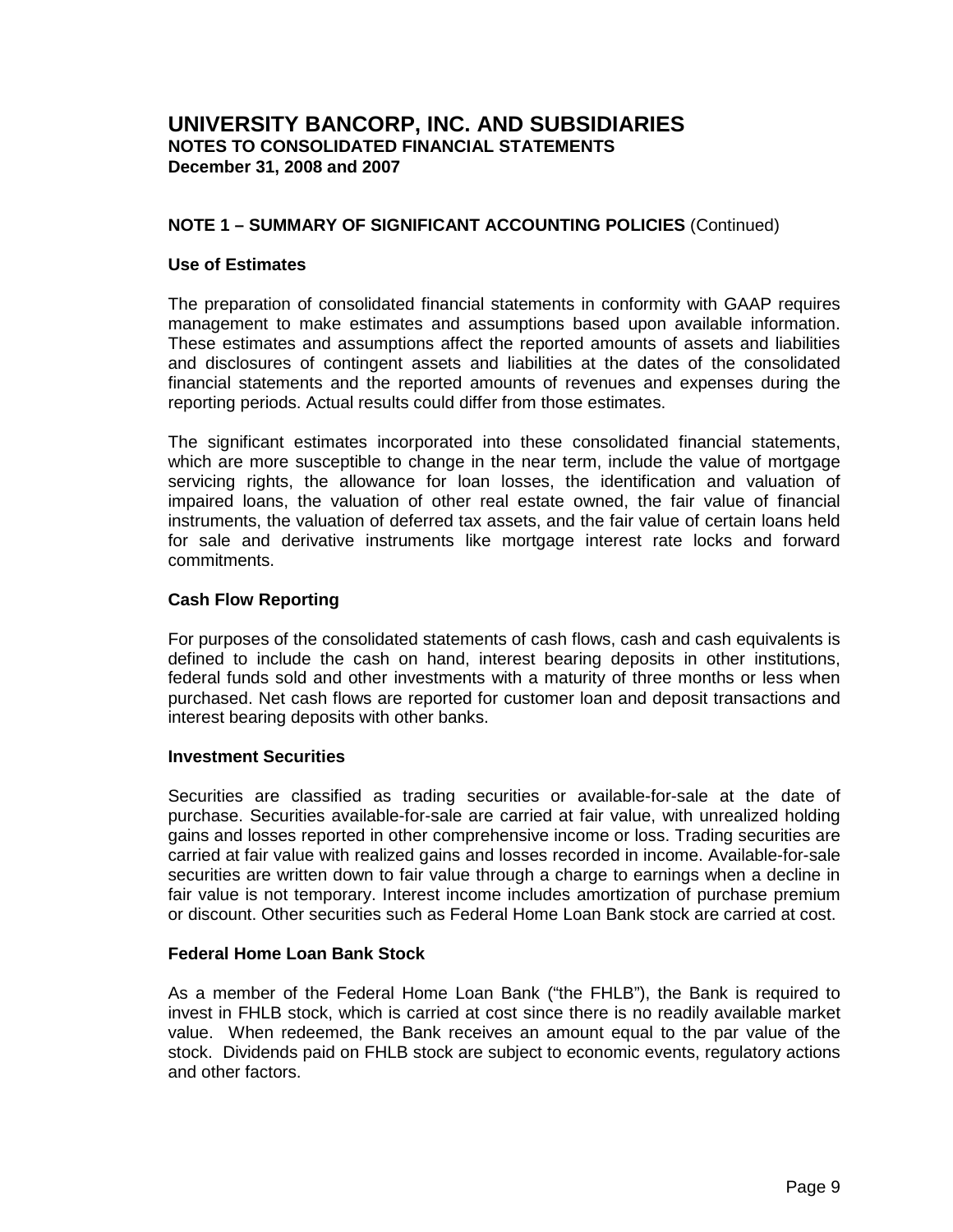# UNIVERSITY BANCORP, INC. AND SUBSIDIARIES
**NOTES TO CONSOLIDATED FINANCIAL STATEMENTS**
**December 31, 2008 and 2007**

## NOTE 1 – SUMMARY OF SIGNIFICANT ACCOUNTING POLICIES (Continued)

### Use of Estimates

The preparation of consolidated financial statements in conformity with GAAP requires management to make estimates and assumptions based upon available information. These estimates and assumptions affect the reported amounts of assets and liabilities and disclosures of contingent assets and liabilities at the dates of the consolidated financial statements and the reported amounts of revenues and expenses during the reporting periods. Actual results could differ from those estimates.

The significant estimates incorporated into these consolidated financial statements, which are more susceptible to change in the near term, include the value of mortgage servicing rights, the allowance for loan losses, the identification and valuation of impaired loans, the valuation of other real estate owned, the fair value of financial instruments, the valuation of deferred tax assets, and the fair value of certain loans held for sale and derivative instruments like mortgage interest rate locks and forward commitments.

### Cash Flow Reporting

For purposes of the consolidated statements of cash flows, cash and cash equivalents is defined to include the cash on hand, interest bearing deposits in other institutions, federal funds sold and other investments with a maturity of three months or less when purchased. Net cash flows are reported for customer loan and deposit transactions and interest bearing deposits with other banks.

### Investment Securities

Securities are classified as trading securities or available-for-sale at the date of purchase. Securities available-for-sale are carried at fair value, with unrealized holding gains and losses reported in other comprehensive income or loss. Trading securities are carried at fair value with realized gains and losses recorded in income. Available-for-sale securities are written down to fair value through a charge to earnings when a decline in fair value is not temporary. Interest income includes amortization of purchase premium or discount. Other securities such as Federal Home Loan Bank stock are carried at cost.

### Federal Home Loan Bank Stock

As a member of the Federal Home Loan Bank ("the FHLB"), the Bank is required to invest in FHLB stock, which is carried at cost since there is no readily available market value. When redeemed, the Bank receives an amount equal to the par value of the stock. Dividends paid on FHLB stock are subject to economic events, regulatory actions and other factors.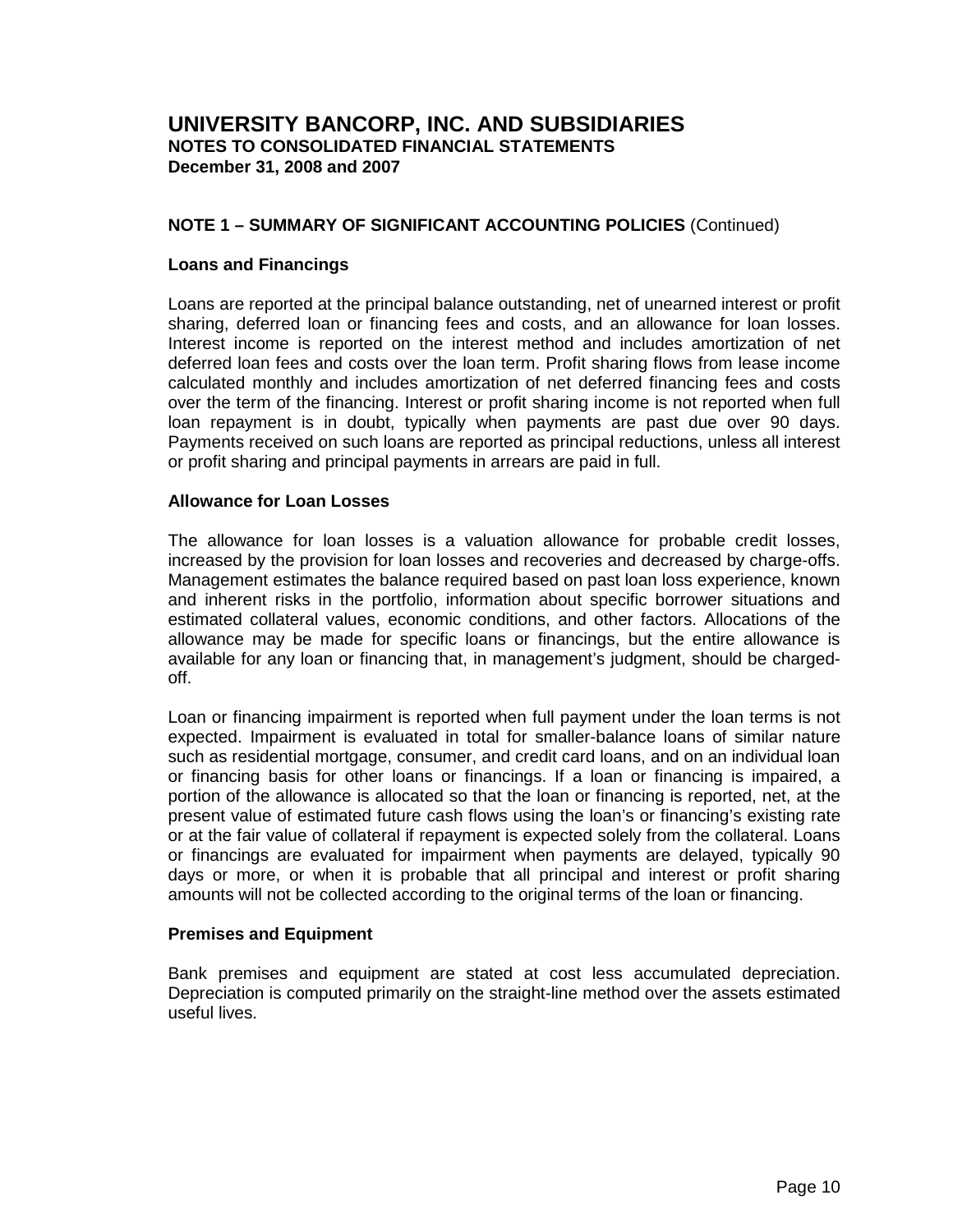# UNIVERSITY BANCORP, INC. AND SUBSIDIARIES
**NOTES TO CONSOLIDATED FINANCIAL STATEMENTS**
**December 31, 2008 and 2007**

## NOTE 1 – SUMMARY OF SIGNIFICANT ACCOUNTING POLICIES (Continued)

### Loans and Financings

Loans are reported at the principal balance outstanding, net of unearned interest or profit sharing, deferred loan or financing fees and costs, and an allowance for loan losses. Interest income is reported on the interest method and includes amortization of net deferred loan fees and costs over the loan term. Profit sharing flows from lease income calculated monthly and includes amortization of net deferred financing fees and costs over the term of the financing. Interest or profit sharing income is not reported when full loan repayment is in doubt, typically when payments are past due over 90 days. Payments received on such loans are reported as principal reductions, unless all interest or profit sharing and principal payments in arrears are paid in full.

### Allowance for Loan Losses

The allowance for loan losses is a valuation allowance for probable credit losses, increased by the provision for loan losses and recoveries and decreased by charge-offs. Management estimates the balance required based on past loan loss experience, known and inherent risks in the portfolio, information about specific borrower situations and estimated collateral values, economic conditions, and other factors. Allocations of the allowance may be made for specific loans or financings, but the entire allowance is available for any loan or financing that, in management's judgment, should be charged-off.

Loan or financing impairment is reported when full payment under the loan terms is not expected. Impairment is evaluated in total for smaller-balance loans of similar nature such as residential mortgage, consumer, and credit card loans, and on an individual loan or financing basis for other loans or financings. If a loan or financing is impaired, a portion of the allowance is allocated so that the loan or financing is reported, net, at the present value of estimated future cash flows using the loan's or financing's existing rate or at the fair value of collateral if repayment is expected solely from the collateral. Loans or financings are evaluated for impairment when payments are delayed, typically 90 days or more, or when it is probable that all principal and interest or profit sharing amounts will not be collected according to the original terms of the loan or financing.

### Premises and Equipment

Bank premises and equipment are stated at cost less accumulated depreciation. Depreciation is computed primarily on the straight-line method over the assets estimated useful lives.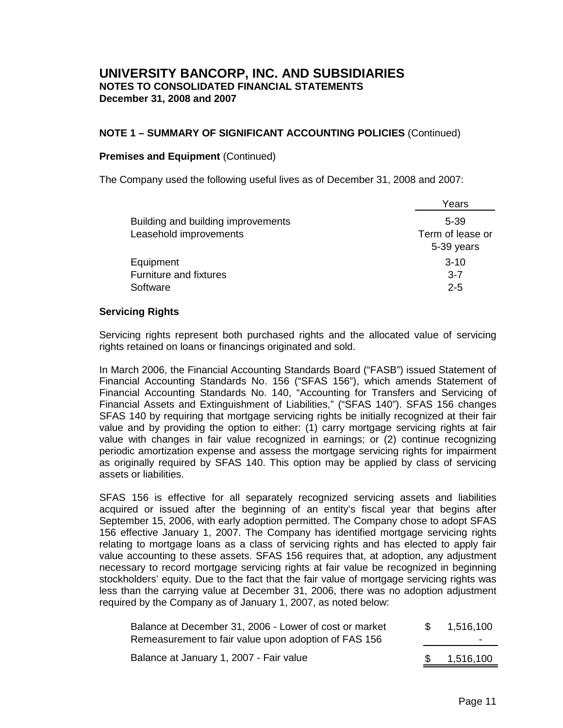# UNIVERSITY BANCORP, INC. AND SUBSIDIARIES
## NOTES TO CONSOLIDATED FINANCIAL STATEMENTS
### December 31, 2008 and 2007

**NOTE 1 – SUMMARY OF SIGNIFICANT ACCOUNTING POLICIES** (Continued)

**Premises and Equipment** (Continued)

The Company used the following useful lives as of December 31, 2008 and 2007:

| | Years |
|---|---|
| Building and building improvements | 5-39 |
| Leasehold improvements | Term of lease or 5-39 years |
| Equipment | 3-10 |
| Furniture and fixtures | 3-7 |
| Software | 2-5 |

**Servicing Rights**

Servicing rights represent both purchased rights and the allocated value of servicing rights retained on loans or financings originated and sold.

In March 2006, the Financial Accounting Standards Board ("FASB") issued Statement of Financial Accounting Standards No. 156 ("SFAS 156"), which amends Statement of Financial Accounting Standards No. 140, "Accounting for Transfers and Servicing of Financial Assets and Extinguishment of Liabilities," ("SFAS 140"). SFAS 156 changes SFAS 140 by requiring that mortgage servicing rights be initially recognized at their fair value and by providing the option to either: (1) carry mortgage servicing rights at fair value with changes in fair value recognized in earnings; or (2) continue recognizing periodic amortization expense and assess the mortgage servicing rights for impairment as originally required by SFAS 140. This option may be applied by class of servicing assets or liabilities.

SFAS 156 is effective for all separately recognized servicing assets and liabilities acquired or issued after the beginning of an entity's fiscal year that begins after September 15, 2006, with early adoption permitted. The Company chose to adopt SFAS 156 effective January 1, 2007. The Company has identified mortgage servicing rights relating to mortgage loans as a class of servicing rights and has elected to apply fair value accounting to these assets. SFAS 156 requires that, at adoption, any adjustment necessary to record mortgage servicing rights at fair value be recognized in beginning stockholders' equity. Due to the fact that the fair value of mortgage servicing rights was less than the carrying value at December 31, 2006, there was no adoption adjustment required by the Company as of January 1, 2007, as noted below:

| | |
|---|---|
| Balance at December 31, 2006 - Lower of cost or market | $ 1,516,100 |
| Remeasurement to fair value upon adoption of FAS 156 | - |
| Balance at January 1, 2007 - Fair value | $ 1,516,100 |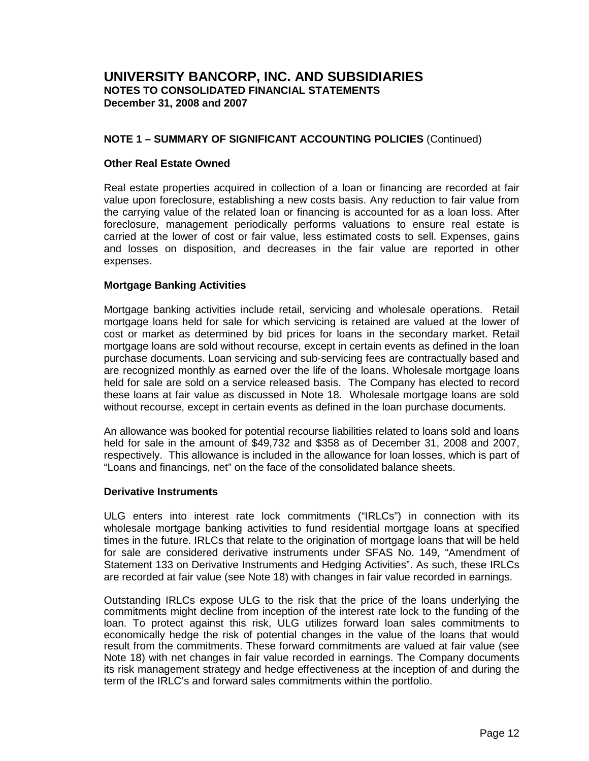# UNIVERSITY BANCORP, INC. AND SUBSIDIARIES
**NOTES TO CONSOLIDATED FINANCIAL STATEMENTS**
**December 31, 2008 and 2007**

## NOTE 1 – SUMMARY OF SIGNIFICANT ACCOUNTING POLICIES (Continued)

### Other Real Estate Owned

Real estate properties acquired in collection of a loan or financing are recorded at fair value upon foreclosure, establishing a new costs basis. Any reduction to fair value from the carrying value of the related loan or financing is accounted for as a loan loss. After foreclosure, management periodically performs valuations to ensure real estate is carried at the lower of cost or fair value, less estimated costs to sell. Expenses, gains and losses on disposition, and decreases in the fair value are reported in other expenses.

### Mortgage Banking Activities

Mortgage banking activities include retail, servicing and wholesale operations. Retail mortgage loans held for sale for which servicing is retained are valued at the lower of cost or market as determined by bid prices for loans in the secondary market. Retail mortgage loans are sold without recourse, except in certain events as defined in the loan purchase documents. Loan servicing and sub-servicing fees are contractually based and are recognized monthly as earned over the life of the loans. Wholesale mortgage loans held for sale are sold on a service released basis. The Company has elected to record these loans at fair value as discussed in Note 18. Wholesale mortgage loans are sold without recourse, except in certain events as defined in the loan purchase documents.

An allowance was booked for potential recourse liabilities related to loans sold and loans held for sale in the amount of $49,732 and $358 as of December 31, 2008 and 2007, respectively. This allowance is included in the allowance for loan losses, which is part of "Loans and financings, net" on the face of the consolidated balance sheets.

### Derivative Instruments

ULG enters into interest rate lock commitments ("IRLCs") in connection with its wholesale mortgage banking activities to fund residential mortgage loans at specified times in the future. IRLCs that relate to the origination of mortgage loans that will be held for sale are considered derivative instruments under SFAS No. 149, "Amendment of Statement 133 on Derivative Instruments and Hedging Activities". As such, these IRLCs are recorded at fair value (see Note 18) with changes in fair value recorded in earnings.

Outstanding IRLCs expose ULG to the risk that the price of the loans underlying the commitments might decline from inception of the interest rate lock to the funding of the loan. To protect against this risk, ULG utilizes forward loan sales commitments to economically hedge the risk of potential changes in the value of the loans that would result from the commitments. These forward commitments are valued at fair value (see Note 18) with net changes in fair value recorded in earnings. The Company documents its risk management strategy and hedge effectiveness at the inception of and during the term of the IRLC's and forward sales commitments within the portfolio.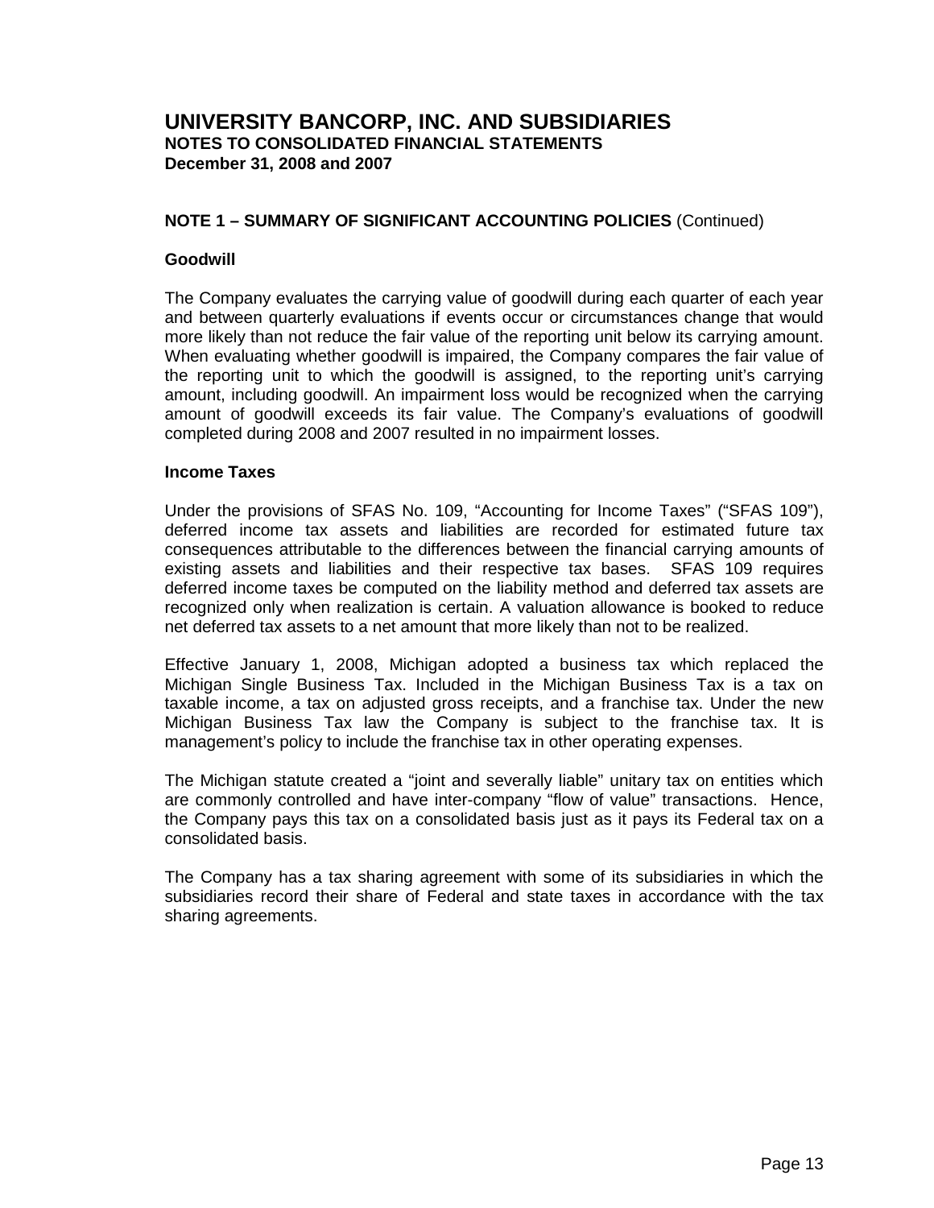# UNIVERSITY BANCORP, INC. AND SUBSIDIARIES

**NOTES TO CONSOLIDATED FINANCIAL STATEMENTS**
**December 31, 2008 and 2007**

## NOTE 1 – SUMMARY OF SIGNIFICANT ACCOUNTING POLICIES (Continued)

### Goodwill

The Company evaluates the carrying value of goodwill during each quarter of each year and between quarterly evaluations if events occur or circumstances change that would more likely than not reduce the fair value of the reporting unit below its carrying amount. When evaluating whether goodwill is impaired, the Company compares the fair value of the reporting unit to which the goodwill is assigned, to the reporting unit's carrying amount, including goodwill. An impairment loss would be recognized when the carrying amount of goodwill exceeds its fair value. The Company's evaluations of goodwill completed during 2008 and 2007 resulted in no impairment losses.

### Income Taxes

Under the provisions of SFAS No. 109, "Accounting for Income Taxes" ("SFAS 109"), deferred income tax assets and liabilities are recorded for estimated future tax consequences attributable to the differences between the financial carrying amounts of existing assets and liabilities and their respective tax bases. SFAS 109 requires deferred income taxes be computed on the liability method and deferred tax assets are recognized only when realization is certain. A valuation allowance is booked to reduce net deferred tax assets to a net amount that more likely than not to be realized.

Effective January 1, 2008, Michigan adopted a business tax which replaced the Michigan Single Business Tax. Included in the Michigan Business Tax is a tax on taxable income, a tax on adjusted gross receipts, and a franchise tax. Under the new Michigan Business Tax law the Company is subject to the franchise tax. It is management's policy to include the franchise tax in other operating expenses.

The Michigan statute created a "joint and severally liable" unitary tax on entities which are commonly controlled and have inter-company "flow of value" transactions. Hence, the Company pays this tax on a consolidated basis just as it pays its Federal tax on a consolidated basis.

The Company has a tax sharing agreement with some of its subsidiaries in which the subsidiaries record their share of Federal and state taxes in accordance with the tax sharing agreements.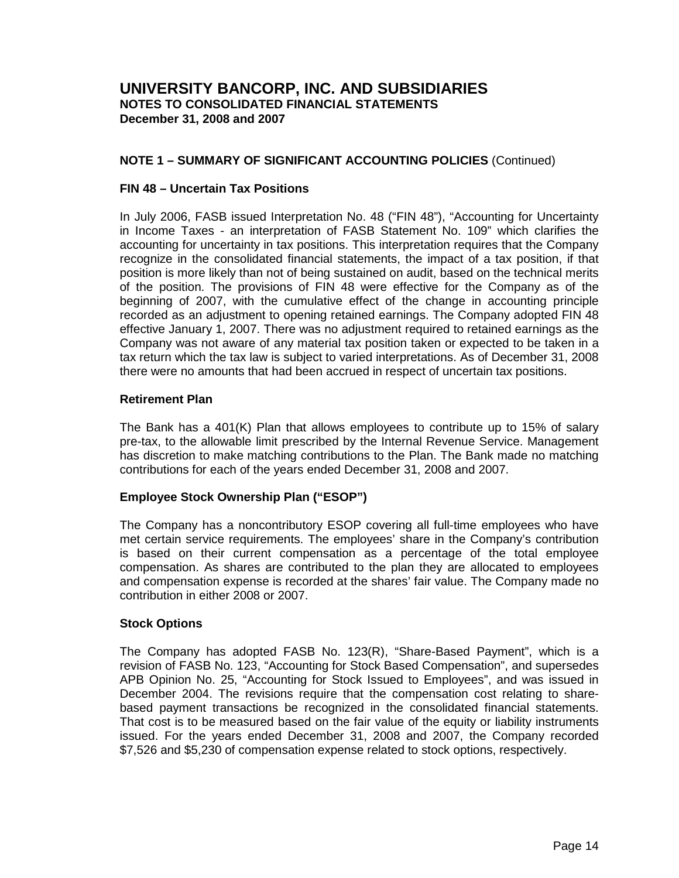# UNIVERSITY BANCORP, INC. AND SUBSIDIARIES

**NOTES TO CONSOLIDATED FINANCIAL STATEMENTS**
**December 31, 2008 and 2007**

## NOTE 1 – SUMMARY OF SIGNIFICANT ACCOUNTING POLICIES (Continued)

### FIN 48 – Uncertain Tax Positions

In July 2006, FASB issued Interpretation No. 48 ("FIN 48"), "Accounting for Uncertainty in Income Taxes - an interpretation of FASB Statement No. 109" which clarifies the accounting for uncertainty in tax positions. This interpretation requires that the Company recognize in the consolidated financial statements, the impact of a tax position, if that position is more likely than not of being sustained on audit, based on the technical merits of the position. The provisions of FIN 48 were effective for the Company as of the beginning of 2007, with the cumulative effect of the change in accounting principle recorded as an adjustment to opening retained earnings. The Company adopted FIN 48 effective January 1, 2007. There was no adjustment required to retained earnings as the Company was not aware of any material tax position taken or expected to be taken in a tax return which the tax law is subject to varied interpretations. As of December 31, 2008 there were no amounts that had been accrued in respect of uncertain tax positions.

### Retirement Plan

The Bank has a 401(K) Plan that allows employees to contribute up to 15% of salary pre-tax, to the allowable limit prescribed by the Internal Revenue Service. Management has discretion to make matching contributions to the Plan. The Bank made no matching contributions for each of the years ended December 31, 2008 and 2007.

### Employee Stock Ownership Plan ("ESOP")

The Company has a noncontributory ESOP covering all full-time employees who have met certain service requirements. The employees' share in the Company's contribution is based on their current compensation as a percentage of the total employee compensation. As shares are contributed to the plan they are allocated to employees and compensation expense is recorded at the shares' fair value. The Company made no contribution in either 2008 or 2007.

### Stock Options

The Company has adopted FASB No. 123(R), "Share-Based Payment", which is a revision of FASB No. 123, "Accounting for Stock Based Compensation", and supersedes APB Opinion No. 25, "Accounting for Stock Issued to Employees", and was issued in December 2004. The revisions require that the compensation cost relating to share-based payment transactions be recognized in the consolidated financial statements. That cost is to be measured based on the fair value of the equity or liability instruments issued. For the years ended December 31, 2008 and 2007, the Company recorded $7,526 and $5,230 of compensation expense related to stock options, respectively.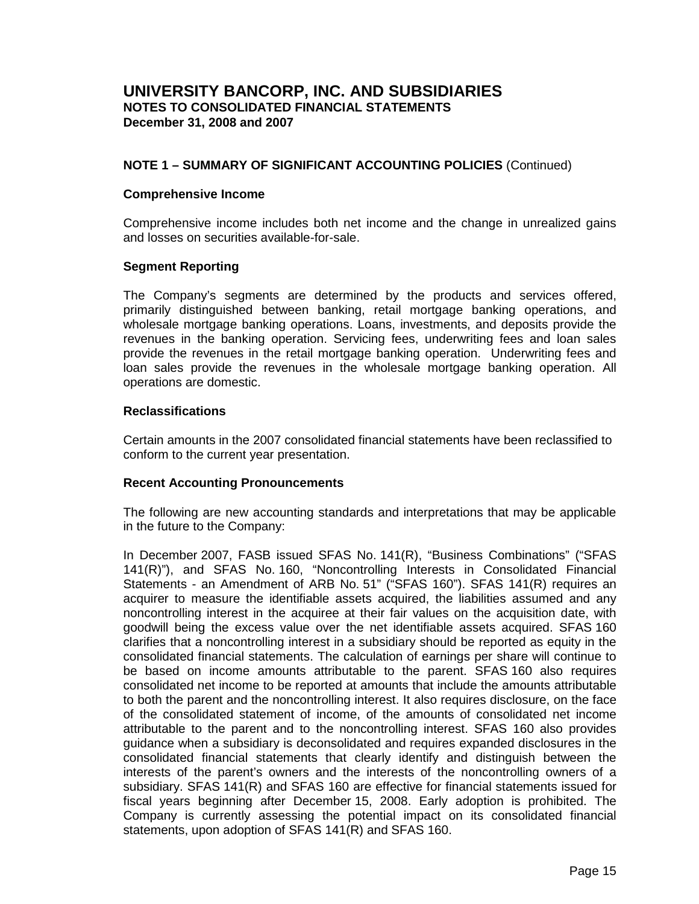# UNIVERSITY BANCORP, INC. AND SUBSIDIARIES
**NOTES TO CONSOLIDATED FINANCIAL STATEMENTS**
**December 31, 2008 and 2007**

**NOTE 1 – SUMMARY OF SIGNIFICANT ACCOUNTING POLICIES** (Continued)

**Comprehensive Income**

Comprehensive income includes both net income and the change in unrealized gains and losses on securities available-for-sale.

**Segment Reporting**

The Company's segments are determined by the products and services offered, primarily distinguished between banking, retail mortgage banking operations, and wholesale mortgage banking operations. Loans, investments, and deposits provide the revenues in the banking operation. Servicing fees, underwriting fees and loan sales provide the revenues in the retail mortgage banking operation. Underwriting fees and loan sales provide the revenues in the wholesale mortgage banking operation. All operations are domestic.

**Reclassifications**

Certain amounts in the 2007 consolidated financial statements have been reclassified to conform to the current year presentation.

**Recent Accounting Pronouncements**

The following are new accounting standards and interpretations that may be applicable in the future to the Company:

In December 2007, FASB issued SFAS No. 141(R), "Business Combinations" ("SFAS 141(R)"), and SFAS No. 160, "Noncontrolling Interests in Consolidated Financial Statements - an Amendment of ARB No. 51" ("SFAS 160"). SFAS 141(R) requires an acquirer to measure the identifiable assets acquired, the liabilities assumed and any noncontrolling interest in the acquiree at their fair values on the acquisition date, with goodwill being the excess value over the net identifiable assets acquired. SFAS 160 clarifies that a noncontrolling interest in a subsidiary should be reported as equity in the consolidated financial statements. The calculation of earnings per share will continue to be based on income amounts attributable to the parent. SFAS 160 also requires consolidated net income to be reported at amounts that include the amounts attributable to both the parent and the noncontrolling interest. It also requires disclosure, on the face of the consolidated statement of income, of the amounts of consolidated net income attributable to the parent and to the noncontrolling interest. SFAS 160 also provides guidance when a subsidiary is deconsolidated and requires expanded disclosures in the consolidated financial statements that clearly identify and distinguish between the interests of the parent's owners and the interests of the noncontrolling owners of a subsidiary. SFAS 141(R) and SFAS 160 are effective for financial statements issued for fiscal years beginning after December 15, 2008. Early adoption is prohibited. The Company is currently assessing the potential impact on its consolidated financial statements, upon adoption of SFAS 141(R) and SFAS 160.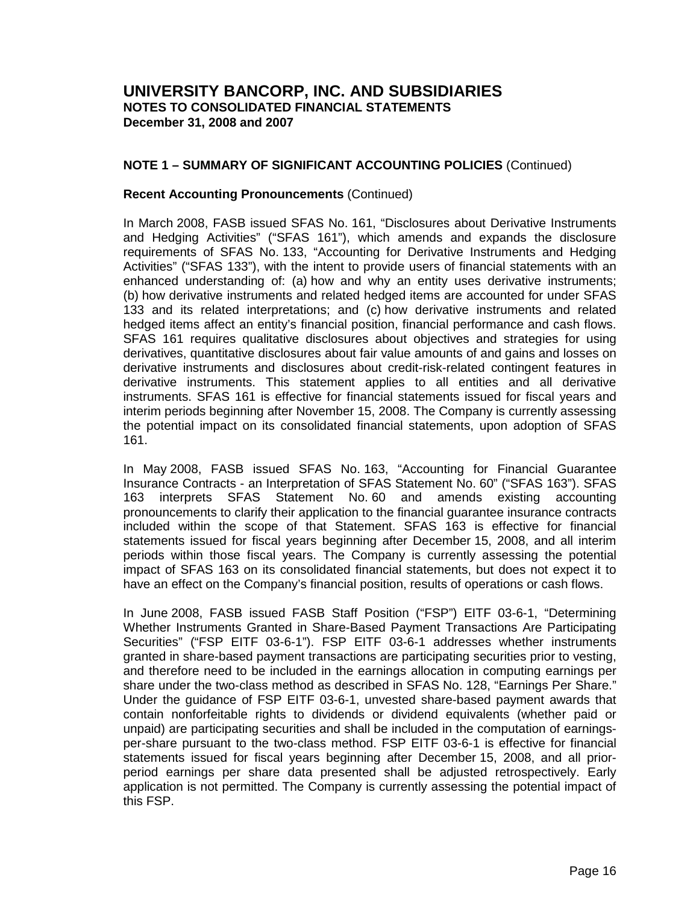# UNIVERSITY BANCORP, INC. AND SUBSIDIARIES
**NOTES TO CONSOLIDATED FINANCIAL STATEMENTS**
**December 31, 2008 and 2007**

## NOTE 1 – SUMMARY OF SIGNIFICANT ACCOUNTING POLICIES (Continued)

### Recent Accounting Pronouncements (Continued)

In March 2008, FASB issued SFAS No. 161, "Disclosures about Derivative Instruments and Hedging Activities" ("SFAS 161"), which amends and expands the disclosure requirements of SFAS No. 133, "Accounting for Derivative Instruments and Hedging Activities" ("SFAS 133"), with the intent to provide users of financial statements with an enhanced understanding of: (a) how and why an entity uses derivative instruments; (b) how derivative instruments and related hedged items are accounted for under SFAS 133 and its related interpretations; and (c) how derivative instruments and related hedged items affect an entity's financial position, financial performance and cash flows. SFAS 161 requires qualitative disclosures about objectives and strategies for using derivatives, quantitative disclosures about fair value amounts of and gains and losses on derivative instruments and disclosures about credit-risk-related contingent features in derivative instruments. This statement applies to all entities and all derivative instruments. SFAS 161 is effective for financial statements issued for fiscal years and interim periods beginning after November 15, 2008. The Company is currently assessing the potential impact on its consolidated financial statements, upon adoption of SFAS 161.

In May 2008, FASB issued SFAS No. 163, "Accounting for Financial Guarantee Insurance Contracts - an Interpretation of SFAS Statement No. 60" ("SFAS 163"). SFAS 163 interprets SFAS Statement No. 60 and amends existing accounting pronouncements to clarify their application to the financial guarantee insurance contracts included within the scope of that Statement. SFAS 163 is effective for financial statements issued for fiscal years beginning after December 15, 2008, and all interim periods within those fiscal years. The Company is currently assessing the potential impact of SFAS 163 on its consolidated financial statements, but does not expect it to have an effect on the Company's financial position, results of operations or cash flows.

In June 2008, FASB issued FASB Staff Position ("FSP") EITF 03-6-1, "Determining Whether Instruments Granted in Share-Based Payment Transactions Are Participating Securities" ("FSP EITF 03-6-1"). FSP EITF 03-6-1 addresses whether instruments granted in share-based payment transactions are participating securities prior to vesting, and therefore need to be included in the earnings allocation in computing earnings per share under the two-class method as described in SFAS No. 128, "Earnings Per Share." Under the guidance of FSP EITF 03-6-1, unvested share-based payment awards that contain nonforfeitable rights to dividends or dividend equivalents (whether paid or unpaid) are participating securities and shall be included in the computation of earnings-per-share pursuant to the two-class method. FSP EITF 03-6-1 is effective for financial statements issued for fiscal years beginning after December 15, 2008, and all prior-period earnings per share data presented shall be adjusted retrospectively. Early application is not permitted. The Company is currently assessing the potential impact of this FSP.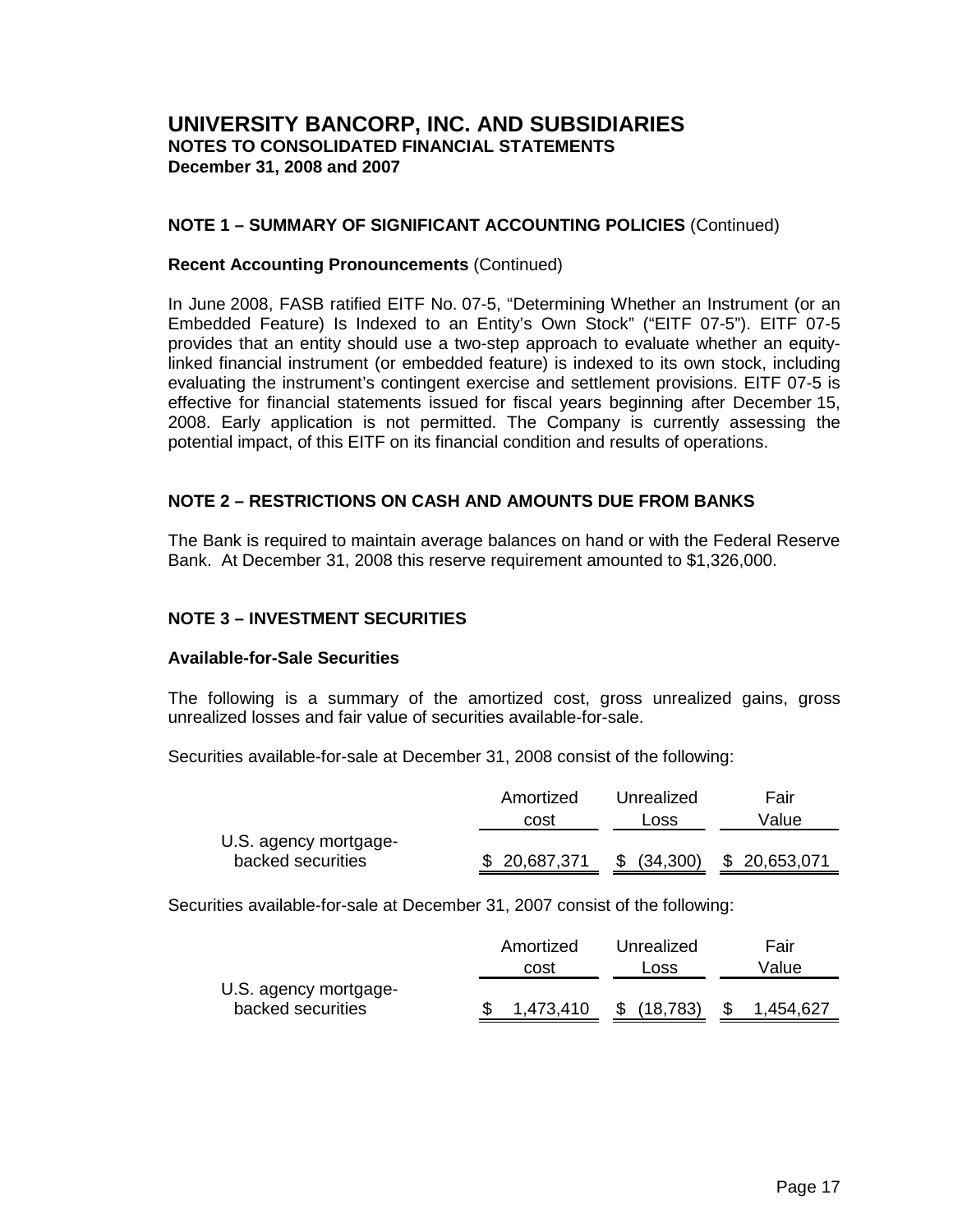# UNIVERSITY BANCORP, INC. AND SUBSIDIARIES
**NOTES TO CONSOLIDATED FINANCIAL STATEMENTS**
**December 31, 2008 and 2007**

## NOTE 1 – SUMMARY OF SIGNIFICANT ACCOUNTING POLICIES (Continued)

### Recent Accounting Pronouncements (Continued)

In June 2008, FASB ratified EITF No. 07-5, "Determining Whether an Instrument (or an Embedded Feature) Is Indexed to an Entity's Own Stock" ("EITF 07-5"). EITF 07-5 provides that an entity should use a two-step approach to evaluate whether an equity-linked financial instrument (or embedded feature) is indexed to its own stock, including evaluating the instrument's contingent exercise and settlement provisions. EITF 07-5 is effective for financial statements issued for fiscal years beginning after December 15, 2008. Early application is not permitted. The Company is currently assessing the potential impact, of this EITF on its financial condition and results of operations.

## NOTE 2 – RESTRICTIONS ON CASH AND AMOUNTS DUE FROM BANKS

The Bank is required to maintain average balances on hand or with the Federal Reserve Bank. At December 31, 2008 this reserve requirement amounted to $1,326,000.

## NOTE 3 – INVESTMENT SECURITIES

### Available-for-Sale Securities

The following is a summary of the amortized cost, gross unrealized gains, gross unrealized losses and fair value of securities available-for-sale.

Securities available-for-sale at December 31, 2008 consist of the following:

| | Amortized cost | Unrealized Loss | Fair Value |
|---|---|---|---|
| U.S. agency mortgage-backed securities | $ 20,687,371 | $ (34,300) | $ 20,653,071 |

Securities available-for-sale at December 31, 2007 consist of the following:

| | Amortized cost | Unrealized Loss | Fair Value |
|---|---|---|---|
| U.S. agency mortgage-backed securities | $ 1,473,410 | $ (18,783) | $ 1,454,627 |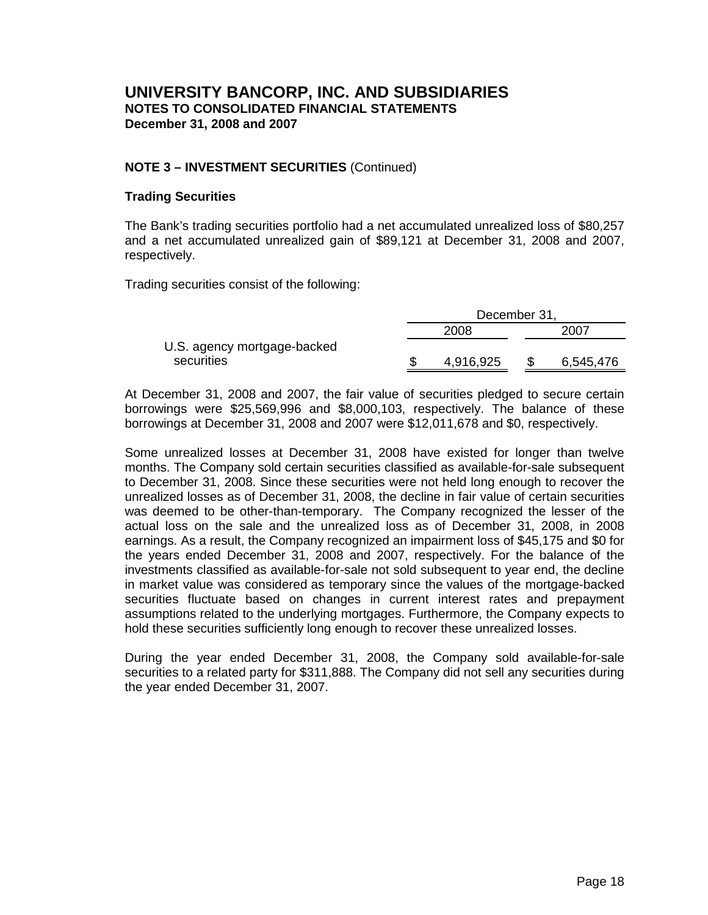# UNIVERSITY BANCORP, INC. AND SUBSIDIARIES
**NOTES TO CONSOLIDATED FINANCIAL STATEMENTS**
**December 31, 2008 and 2007**

**NOTE 3 – INVESTMENT SECURITIES** (Continued)

**Trading Securities**

The Bank's trading securities portfolio had a net accumulated unrealized loss of $80,257 and a net accumulated unrealized gain of $89,121 at December 31, 2008 and 2007, respectively.

Trading securities consist of the following:

| | December 31, | |
|---|---|---|
| | 2008 | 2007 |
| U.S. agency mortgage-backed securities | $ 4,916,925 | $ 6,545,476 |

At December 31, 2008 and 2007, the fair value of securities pledged to secure certain borrowings were $25,569,996 and $8,000,103, respectively. The balance of these borrowings at December 31, 2008 and 2007 were $12,011,678 and $0, respectively.

Some unrealized losses at December 31, 2008 have existed for longer than twelve months. The Company sold certain securities classified as available-for-sale subsequent to December 31, 2008. Since these securities were not held long enough to recover the unrealized losses as of December 31, 2008, the decline in fair value of certain securities was deemed to be other-than-temporary. The Company recognized the lesser of the actual loss on the sale and the unrealized loss as of December 31, 2008, in 2008 earnings. As a result, the Company recognized an impairment loss of $45,175 and $0 for the years ended December 31, 2008 and 2007, respectively. For the balance of the investments classified as available-for-sale not sold subsequent to year end, the decline in market value was considered as temporary since the values of the mortgage-backed securities fluctuate based on changes in current interest rates and prepayment assumptions related to the underlying mortgages. Furthermore, the Company expects to hold these securities sufficiently long enough to recover these unrealized losses.

During the year ended December 31, 2008, the Company sold available-for-sale securities to a related party for $311,888. The Company did not sell any securities during the year ended December 31, 2007.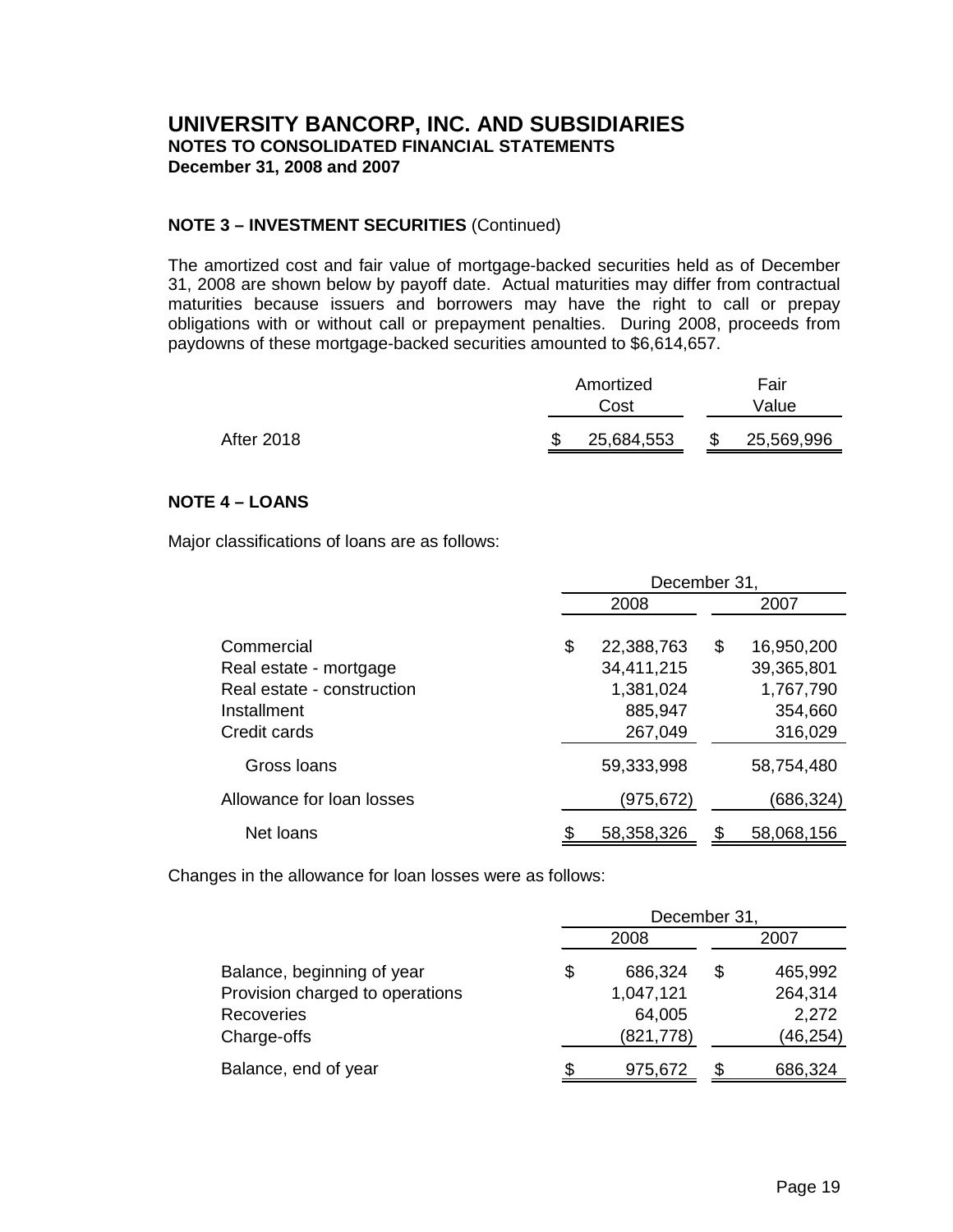# UNIVERSITY BANCORP, INC. AND SUBSIDIARIES
**NOTES TO CONSOLIDATED FINANCIAL STATEMENTS**
**December 31, 2008 and 2007**

**NOTE 3 – INVESTMENT SECURITIES** (Continued)

The amortized cost and fair value of mortgage-backed securities held as of December 31, 2008 are shown below by payoff date. Actual maturities may differ from contractual maturities because issuers and borrowers may have the right to call or prepay obligations with or without call or prepayment penalties. During 2008, proceeds from paydowns of these mortgage-backed securities amounted to $6,614,657.

| | Amortized Cost | Fair Value |
|---|---|---|
| After 2018 | $ 25,684,553 | $ 25,569,996 |

**NOTE 4 – LOANS**

Major classifications of loans are as follows:

| | December 31, 2008 | December 31, 2007 |
|---|---|---|
| Commercial | $ 22,388,763 | $ 16,950,200 |
| Real estate - mortgage | 34,411,215 | 39,365,801 |
| Real estate - construction | 1,381,024 | 1,767,790 |
| Installment | 885,947 | 354,660 |
| Credit cards | 267,049 | 316,029 |
| Gross loans | 59,333,998 | 58,754,480 |
| Allowance for loan losses | (975,672) | (686,324) |
| Net loans | $ 58,358,326 | $ 58,068,156 |

Changes in the allowance for loan losses were as follows:

| | December 31, 2008 | December 31, 2007 |
|---|---|---|
| Balance, beginning of year | $ 686,324 | $ 465,992 |
| Provision charged to operations | 1,047,121 | 264,314 |
| Recoveries | 64,005 | 2,272 |
| Charge-offs | (821,778) | (46,254) |
| Balance, end of year | $ 975,672 | $ 686,324 |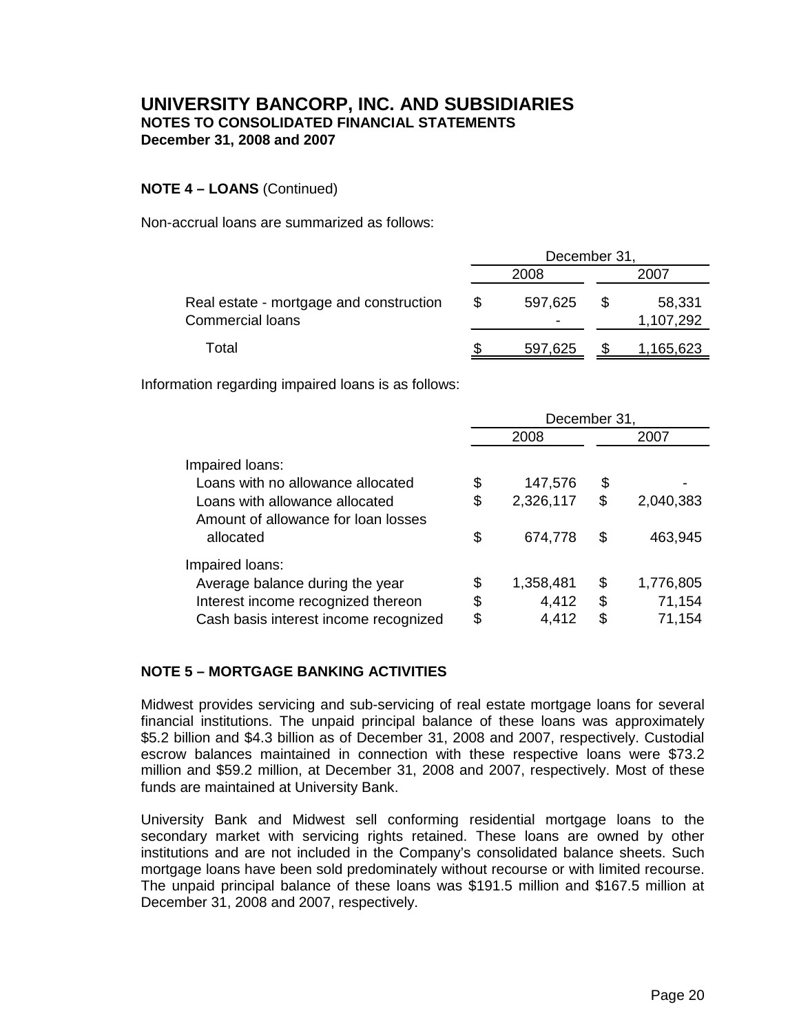# UNIVERSITY BANCORP, INC. AND SUBSIDIARIES
## NOTES TO CONSOLIDATED FINANCIAL STATEMENTS
## December 31, 2008 and 2007

**NOTE 4 – LOANS** (Continued)

Non-accrual loans are summarized as follows:

| | December 31, | |
|---|---|---|
| | 2008 | 2007 |
| Real estate - mortgage and construction | $ 597,625 | $ 58,331 |
| Commercial loans | - | 1,107,292 |
| Total | $ 597,625 | $ 1,165,623 |

Information regarding impaired loans is as follows:

| | December 31, | |
|---|---|---|
| | 2008 | 2007 |
| Impaired loans: | | |
| Loans with no allowance allocated | $ 147,576 | $ - |
| Loans with allowance allocated | $ 2,326,117 | $ 2,040,383 |
| Amount of allowance for loan losses allocated | $ 674,778 | $ 463,945 |
| Impaired loans: | | |
| Average balance during the year | $ 1,358,481 | $ 1,776,805 |
| Interest income recognized thereon | $ 4,412 | $ 71,154 |
| Cash basis interest income recognized | $ 4,412 | $ 71,154 |

**NOTE 5 – MORTGAGE BANKING ACTIVITIES**

Midwest provides servicing and sub-servicing of real estate mortgage loans for several financial institutions. The unpaid principal balance of these loans was approximately $5.2 billion and $4.3 billion as of December 31, 2008 and 2007, respectively. Custodial escrow balances maintained in connection with these respective loans were $73.2 million and $59.2 million, at December 31, 2008 and 2007, respectively. Most of these funds are maintained at University Bank.

University Bank and Midwest sell conforming residential mortgage loans to the secondary market with servicing rights retained. These loans are owned by other institutions and are not included in the Company's consolidated balance sheets. Such mortgage loans have been sold predominately without recourse or with limited recourse. The unpaid principal balance of these loans was $191.5 million and $167.5 million at December 31, 2008 and 2007, respectively.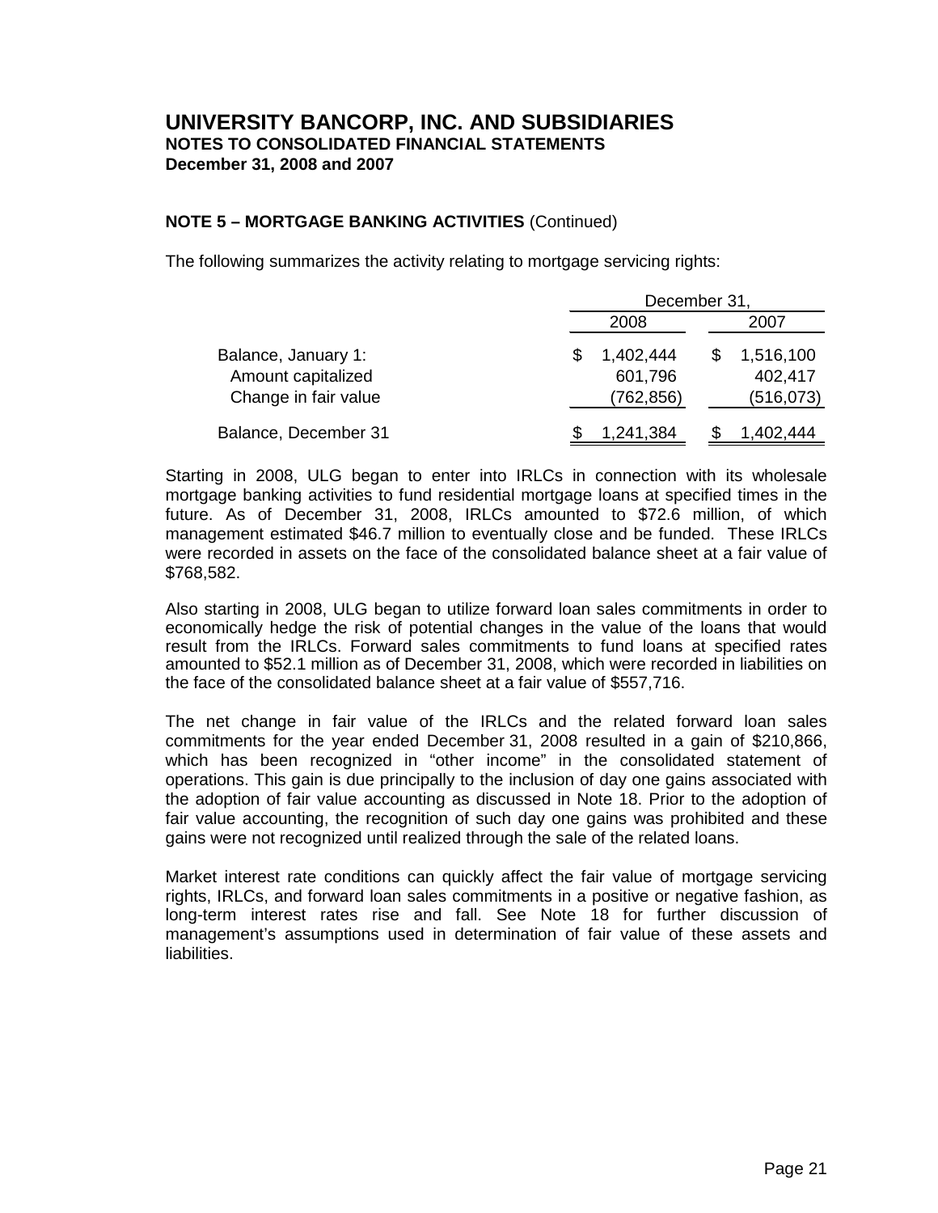# UNIVERSITY BANCORP, INC. AND SUBSIDIARIES

**NOTES TO CONSOLIDATED FINANCIAL STATEMENTS**
**December 31, 2008 and 2007**

**NOTE 5 – MORTGAGE BANKING ACTIVITIES** (Continued)

The following summarizes the activity relating to mortgage servicing rights:

| | December 31, | |
|---|---|---|
| | 2008 | 2007 |
| Balance, January 1: | $ 1,402,444 | $ 1,516,100 |
| Amount capitalized | 601,796 | 402,417 |
| Change in fair value | (762,856) | (516,073) |
| Balance, December 31 | $ 1,241,384 | $ 1,402,444 |

Starting in 2008, ULG began to enter into IRLCs in connection with its wholesale mortgage banking activities to fund residential mortgage loans at specified times in the future. As of December 31, 2008, IRLCs amounted to $72.6 million, of which management estimated $46.7 million to eventually close and be funded. These IRLCs were recorded in assets on the face of the consolidated balance sheet at a fair value of $768,582.

Also starting in 2008, ULG began to utilize forward loan sales commitments in order to economically hedge the risk of potential changes in the value of the loans that would result from the IRLCs. Forward sales commitments to fund loans at specified rates amounted to $52.1 million as of December 31, 2008, which were recorded in liabilities on the face of the consolidated balance sheet at a fair value of $557,716.

The net change in fair value of the IRLCs and the related forward loan sales commitments for the year ended December 31, 2008 resulted in a gain of $210,866, which has been recognized in "other income" in the consolidated statement of operations. This gain is due principally to the inclusion of day one gains associated with the adoption of fair value accounting as discussed in Note 18. Prior to the adoption of fair value accounting, the recognition of such day one gains was prohibited and these gains were not recognized until realized through the sale of the related loans.

Market interest rate conditions can quickly affect the fair value of mortgage servicing rights, IRLCs, and forward loan sales commitments in a positive or negative fashion, as long-term interest rates rise and fall. See Note 18 for further discussion of management's assumptions used in determination of fair value of these assets and liabilities.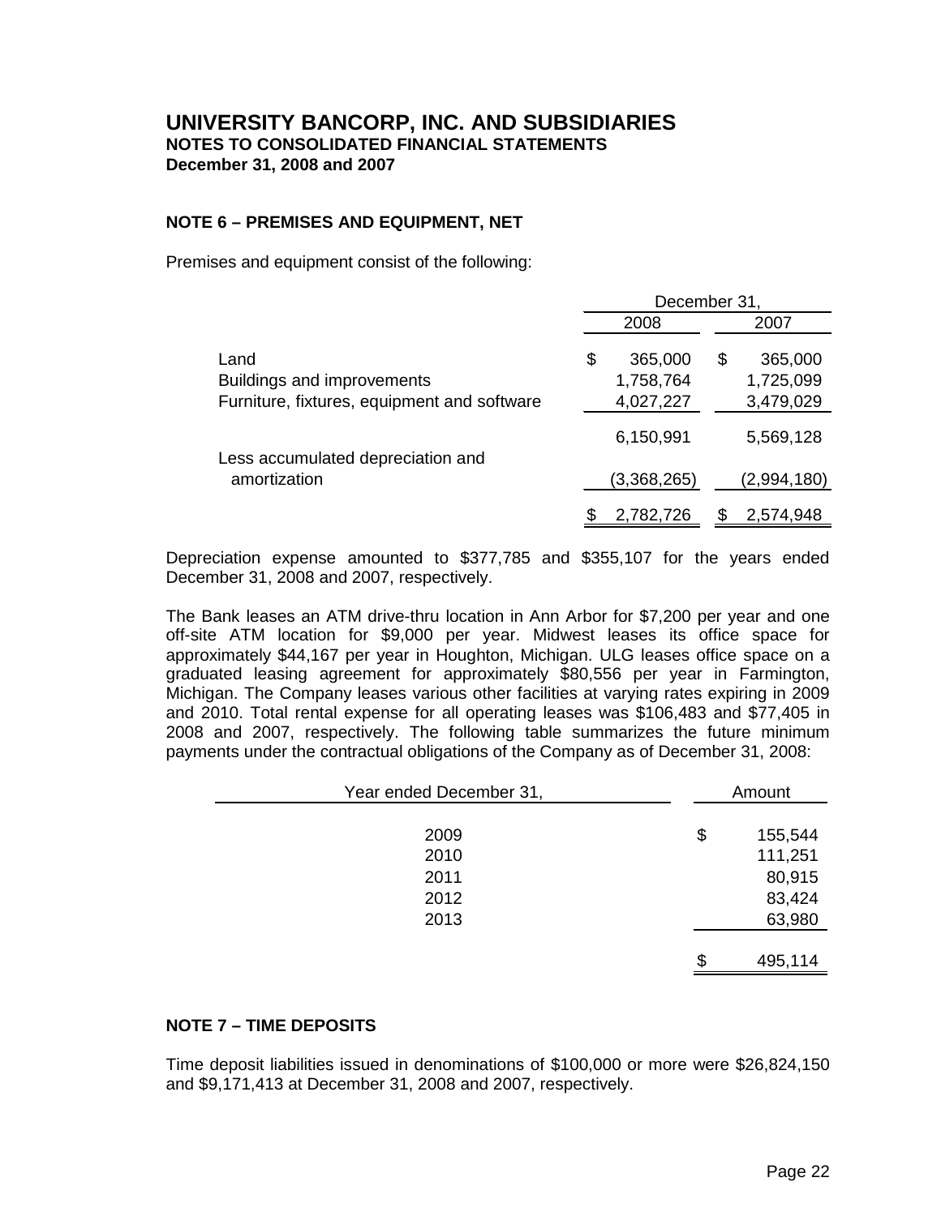# UNIVERSITY BANCORP, INC. AND SUBSIDIARIES
**NOTES TO CONSOLIDATED FINANCIAL STATEMENTS**
**December 31, 2008 and 2007**

## NOTE 6 – PREMISES AND EQUIPMENT, NET

Premises and equipment consist of the following:

| | December 31, | |
|---|---|---|
| | 2008 | 2007 |
| Land | $ 365,000 | $ 365,000 |
| Buildings and improvements | 1,758,764 | 1,725,099 |
| Furniture, fixtures, equipment and software | 4,027,227 | 3,479,029 |
| | 6,150,991 | 5,569,128 |
| Less accumulated depreciation and amortization | (3,368,265) | (2,994,180) |
| | $ 2,782,726 | $ 2,574,948 |

Depreciation expense amounted to $377,785 and $355,107 for the years ended December 31, 2008 and 2007, respectively.

The Bank leases an ATM drive-thru location in Ann Arbor for $7,200 per year and one off-site ATM location for $9,000 per year. Midwest leases its office space for approximately $44,167 per year in Houghton, Michigan. ULG leases office space on a graduated leasing agreement for approximately $80,556 per year in Farmington, Michigan. The Company leases various other facilities at varying rates expiring in 2009 and 2010. Total rental expense for all operating leases was $106,483 and $77,405 in 2008 and 2007, respectively. The following table summarizes the future minimum payments under the contractual obligations of the Company as of December 31, 2008:

| Year ended December 31, | Amount |
|---|---|
| 2009 | $ 155,544 |
| 2010 | 111,251 |
| 2011 | 80,915 |
| 2012 | 83,424 |
| 2013 | 63,980 |
| | $ 495,114 |

## NOTE 7 – TIME DEPOSITS

Time deposit liabilities issued in denominations of $100,000 or more were $26,824,150 and $9,171,413 at December 31, 2008 and 2007, respectively.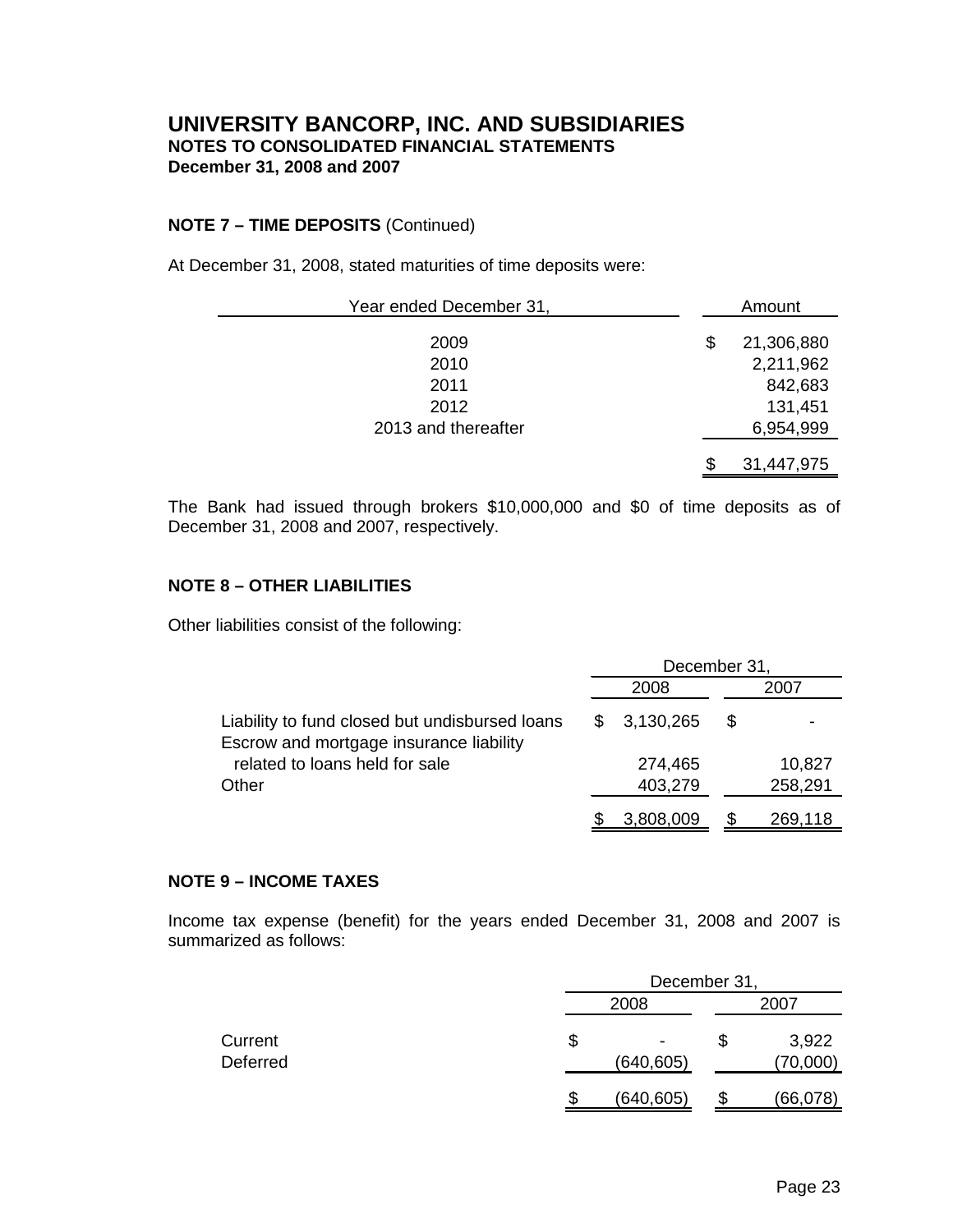# UNIVERSITY BANCORP, INC. AND SUBSIDIARIES
**NOTES TO CONSOLIDATED FINANCIAL STATEMENTS**
**December 31, 2008 and 2007**

**NOTE 7 – TIME DEPOSITS** (Continued)

At December 31, 2008, stated maturities of time deposits were:

| Year ended December 31, | Amount |
|---|---|
| 2009 | $ 21,306,880 |
| 2010 | 2,211,962 |
| 2011 | 842,683 |
| 2012 | 131,451 |
| 2013 and thereafter | 6,954,999 |
| | $ 31,447,975 |

The Bank had issued through brokers $10,000,000 and $0 of time deposits as of December 31, 2008 and 2007, respectively.

**NOTE 8 – OTHER LIABILITIES**

Other liabilities consist of the following:

| | December 31, | |
|---|---|---|
| | 2008 | 2007 |
| Liability to fund closed but undisbursed loans | $ 3,130,265 | $ - |
| Escrow and mortgage insurance liability related to loans held for sale | 274,465 | 10,827 |
| Other | 403,279 | 258,291 |
| | $ 3,808,009 | $ 269,118 |

**NOTE 9 – INCOME TAXES**

Income tax expense (benefit) for the years ended December 31, 2008 and 2007 is summarized as follows:

| | December 31, | |
|---|---|---|
| | 2008 | 2007 |
| Current | $ - | $ 3,922 |
| Deferred | (640,605) | (70,000) |
| | $ (640,605) | $ (66,078) |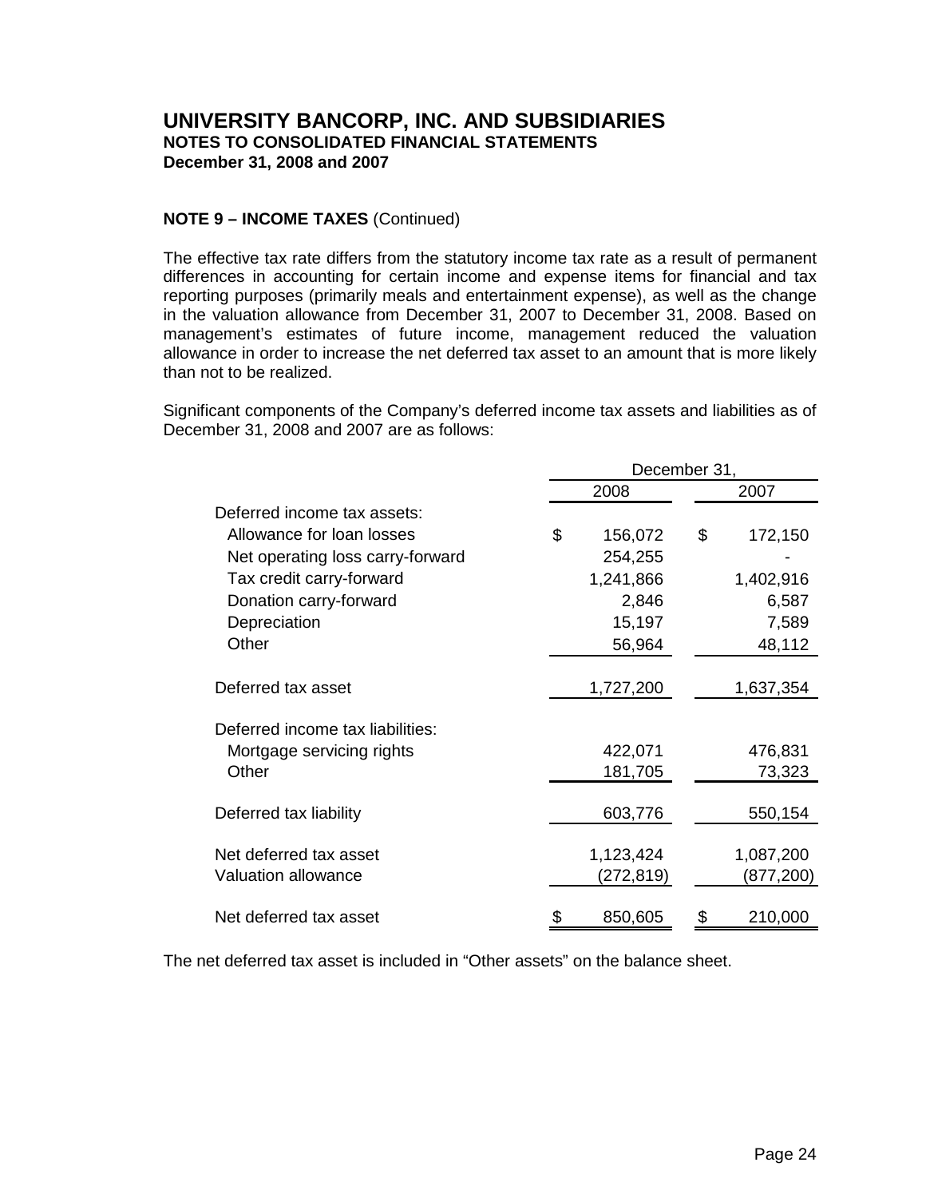# UNIVERSITY BANCORP, INC. AND SUBSIDIARIES
**NOTES TO CONSOLIDATED FINANCIAL STATEMENTS**
**December 31, 2008 and 2007**

**NOTE 9 – INCOME TAXES** (Continued)

The effective tax rate differs from the statutory income tax rate as a result of permanent differences in accounting for certain income and expense items for financial and tax reporting purposes (primarily meals and entertainment expense), as well as the change in the valuation allowance from December 31, 2007 to December 31, 2008. Based on management's estimates of future income, management reduced the valuation allowance in order to increase the net deferred tax asset to an amount that is more likely than not to be realized.

Significant components of the Company's deferred income tax assets and liabilities as of December 31, 2008 and 2007 are as follows:

| | December 31, | |
|---|---|---|
| | 2008 | 2007 |
| Deferred income tax assets: | | |
| Allowance for loan losses | $ 156,072 | $ 172,150 |
| Net operating loss carry-forward | 254,255 | - |
| Tax credit carry-forward | 1,241,866 | 1,402,916 |
| Donation carry-forward | 2,846 | 6,587 |
| Depreciation | 15,197 | 7,589 |
| Other | 56,964 | 48,112 |
| Deferred tax asset | 1,727,200 | 1,637,354 |
| Deferred income tax liabilities: | | |
| Mortgage servicing rights | 422,071 | 476,831 |
| Other | 181,705 | 73,323 |
| Deferred tax liability | 603,776 | 550,154 |
| Net deferred tax asset | 1,123,424 | 1,087,200 |
| Valuation allowance | (272,819) | (877,200) |
| Net deferred tax asset | $ 850,605 | $ 210,000 |

The net deferred tax asset is included in "Other assets" on the balance sheet.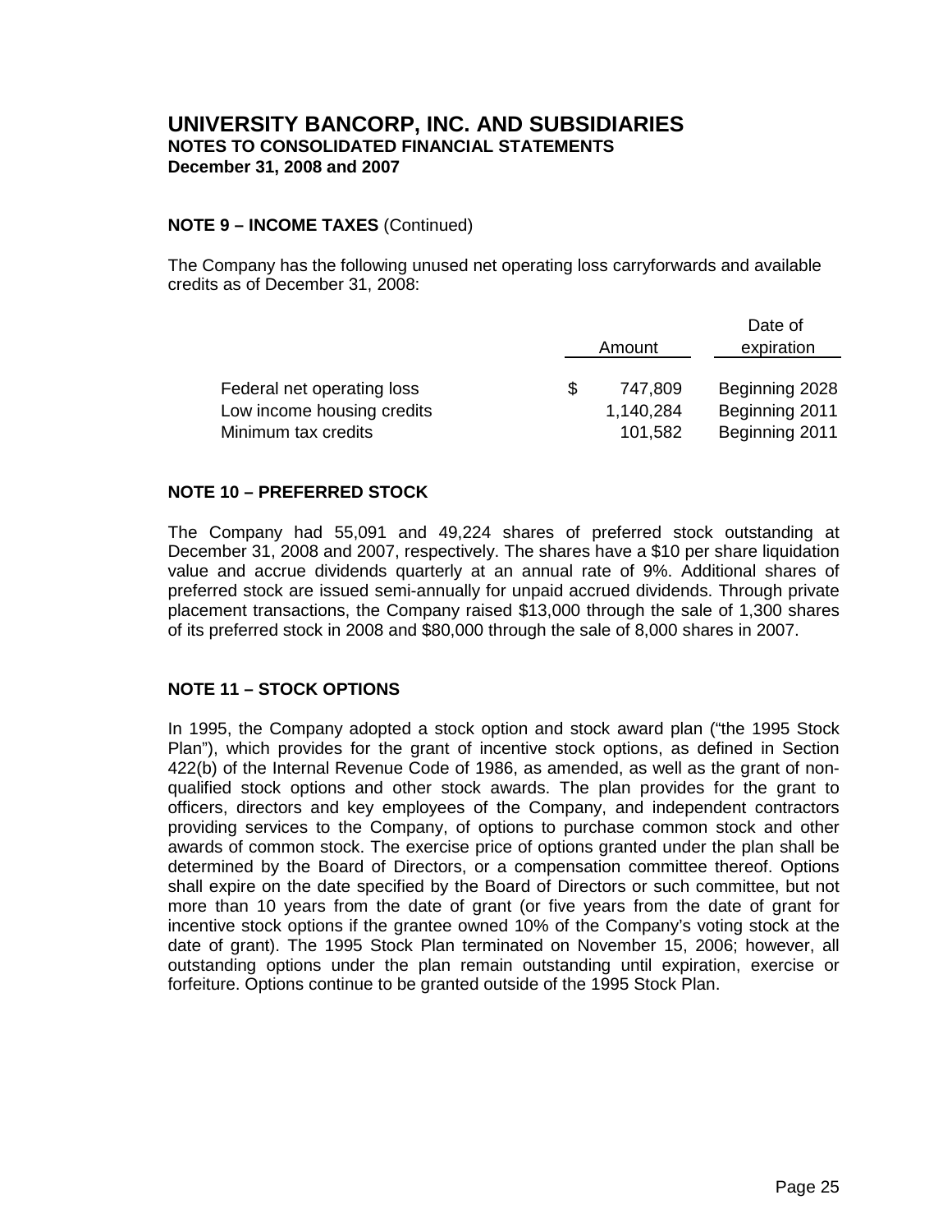# UNIVERSITY BANCORP, INC. AND SUBSIDIARIES
**NOTES TO CONSOLIDATED FINANCIAL STATEMENTS**
**December 31, 2008 and 2007**

**NOTE 9 – INCOME TAXES** (Continued)

The Company has the following unused net operating loss carryforwards and available credits as of December 31, 2008:

| | Amount | Date of expiration |
|---|---|---|
| Federal net operating loss | $ 747,809 | Beginning 2028 |
| Low income housing credits | 1,140,284 | Beginning 2011 |
| Minimum tax credits | 101,582 | Beginning 2011 |

**NOTE 10 – PREFERRED STOCK**

The Company had 55,091 and 49,224 shares of preferred stock outstanding at December 31, 2008 and 2007, respectively. The shares have a $10 per share liquidation value and accrue dividends quarterly at an annual rate of 9%. Additional shares of preferred stock are issued semi-annually for unpaid accrued dividends. Through private placement transactions, the Company raised $13,000 through the sale of 1,300 shares of its preferred stock in 2008 and $80,000 through the sale of 8,000 shares in 2007.

**NOTE 11 – STOCK OPTIONS**

In 1995, the Company adopted a stock option and stock award plan ("the 1995 Stock Plan"), which provides for the grant of incentive stock options, as defined in Section 422(b) of the Internal Revenue Code of 1986, as amended, as well as the grant of non-qualified stock options and other stock awards. The plan provides for the grant to officers, directors and key employees of the Company, and independent contractors providing services to the Company, of options to purchase common stock and other awards of common stock. The exercise price of options granted under the plan shall be determined by the Board of Directors, or a compensation committee thereof. Options shall expire on the date specified by the Board of Directors or such committee, but not more than 10 years from the date of grant (or five years from the date of grant for incentive stock options if the grantee owned 10% of the Company's voting stock at the date of grant). The 1995 Stock Plan terminated on November 15, 2006; however, all outstanding options under the plan remain outstanding until expiration, exercise or forfeiture. Options continue to be granted outside of the 1995 Stock Plan.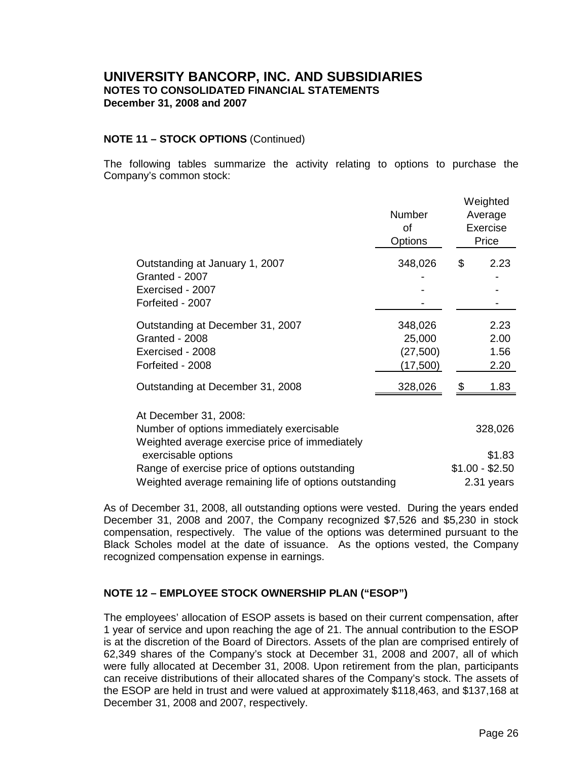# UNIVERSITY BANCORP, INC. AND SUBSIDIARIES
**NOTES TO CONSOLIDATED FINANCIAL STATEMENTS**
**December 31, 2008 and 2007**

**NOTE 11 – STOCK OPTIONS** (Continued)

The following tables summarize the activity relating to options to purchase the Company's common stock:

| | Number of Options | Weighted Average Exercise Price |
|---|---|---|
| Outstanding at January 1, 2007 | 348,026 | $ 2.23 |
| Granted - 2007 | - | - |
| Exercised - 2007 | - | - |
| Forfeited - 2007 | - | - |
| Outstanding at December 31, 2007 | 348,026 | 2.23 |
| Granted - 2008 | 25,000 | 2.00 |
| Exercised - 2008 | (27,500) | 1.56 |
| Forfeited - 2008 | (17,500) | 2.20 |
| Outstanding at December 31, 2008 | 328,026 | $ 1.83 |

| At December 31, 2008: | |
|---|---|
| Number of options immediately exercisable | 328,026 |
| Weighted average exercise price of immediately exercisable options | $1.83 |
| Range of exercise price of options outstanding | $1.00 - $2.50 |
| Weighted average remaining life of options outstanding | 2.31 years |

As of December 31, 2008, all outstanding options were vested. During the years ended December 31, 2008 and 2007, the Company recognized $7,526 and $5,230 in stock compensation, respectively. The value of the options was determined pursuant to the Black Scholes model at the date of issuance. As the options vested, the Company recognized compensation expense in earnings.

**NOTE 12 – EMPLOYEE STOCK OWNERSHIP PLAN ("ESOP")**

The employees' allocation of ESOP assets is based on their current compensation, after 1 year of service and upon reaching the age of 21. The annual contribution to the ESOP is at the discretion of the Board of Directors. Assets of the plan are comprised entirely of 62,349 shares of the Company's stock at December 31, 2008 and 2007, all of which were fully allocated at December 31, 2008. Upon retirement from the plan, participants can receive distributions of their allocated shares of the Company's stock. The assets of the ESOP are held in trust and were valued at approximately $118,463, and $137,168 at December 31, 2008 and 2007, respectively.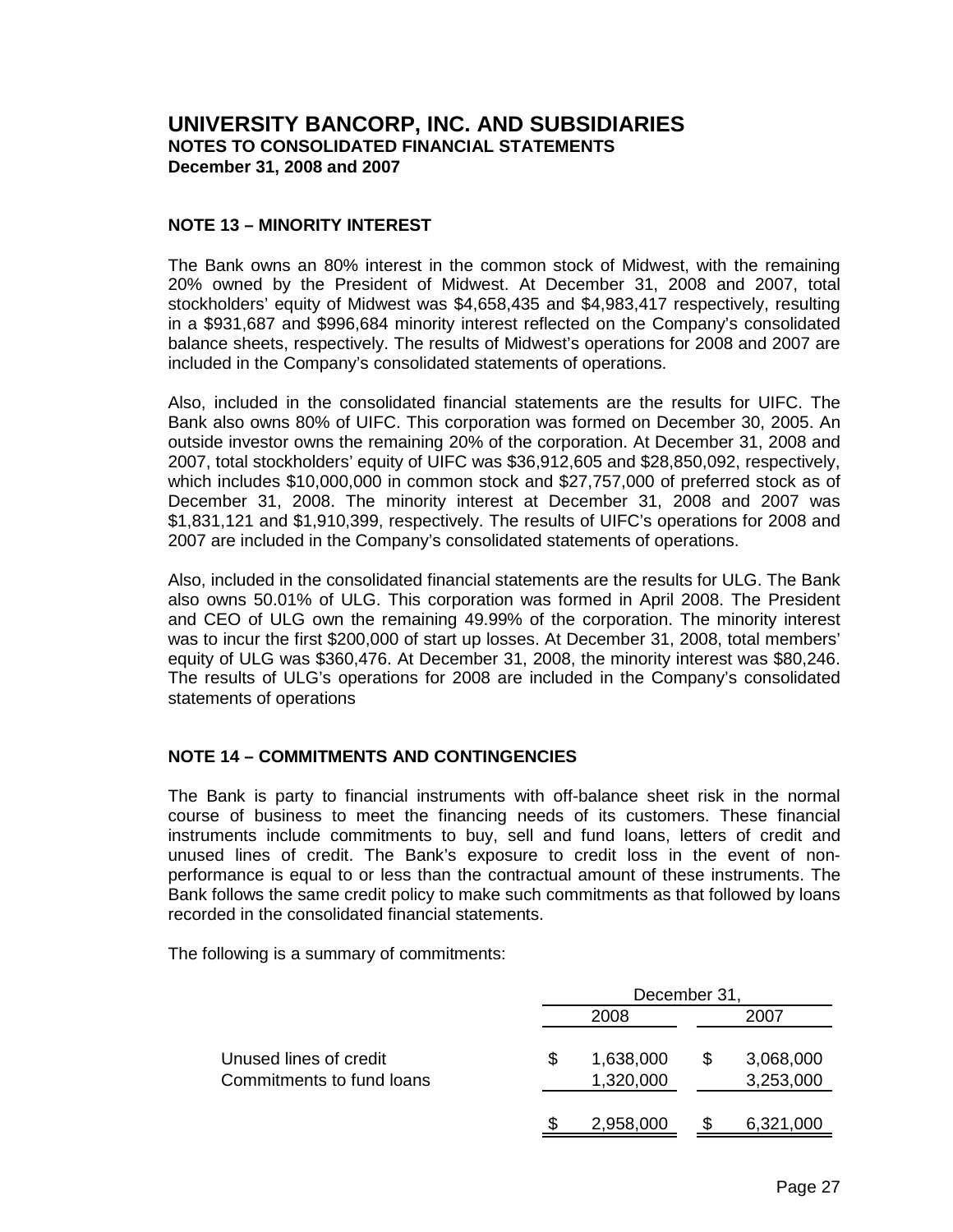# UNIVERSITY BANCORP, INC. AND SUBSIDIARIES
**NOTES TO CONSOLIDATED FINANCIAL STATEMENTS**
**December 31, 2008 and 2007**

## NOTE 13 – MINORITY INTEREST

The Bank owns an 80% interest in the common stock of Midwest, with the remaining 20% owned by the President of Midwest. At December 31, 2008 and 2007, total stockholders' equity of Midwest was $4,658,435 and $4,983,417 respectively, resulting in a $931,687 and $996,684 minority interest reflected on the Company's consolidated balance sheets, respectively. The results of Midwest's operations for 2008 and 2007 are included in the Company's consolidated statements of operations.

Also, included in the consolidated financial statements are the results for UIFC. The Bank also owns 80% of UIFC. This corporation was formed on December 30, 2005. An outside investor owns the remaining 20% of the corporation. At December 31, 2008 and 2007, total stockholders' equity of UIFC was $36,912,605 and $28,850,092, respectively, which includes $10,000,000 in common stock and $27,757,000 of preferred stock as of December 31, 2008. The minority interest at December 31, 2008 and 2007 was $1,831,121 and $1,910,399, respectively. The results of UIFC's operations for 2008 and 2007 are included in the Company's consolidated statements of operations.

Also, included in the consolidated financial statements are the results for ULG. The Bank also owns 50.01% of ULG. This corporation was formed in April 2008. The President and CEO of ULG own the remaining 49.99% of the corporation. The minority interest was to incur the first $200,000 of start up losses. At December 31, 2008, total members' equity of ULG was $360,476. At December 31, 2008, the minority interest was $80,246. The results of ULG's operations for 2008 are included in the Company's consolidated statements of operations

## NOTE 14 – COMMITMENTS AND CONTINGENCIES

The Bank is party to financial instruments with off-balance sheet risk in the normal course of business to meet the financing needs of its customers. These financial instruments include commitments to buy, sell and fund loans, letters of credit and unused lines of credit. The Bank's exposure to credit loss in the event of non-performance is equal to or less than the contractual amount of these instruments. The Bank follows the same credit policy to make such commitments as that followed by loans recorded in the consolidated financial statements.

The following is a summary of commitments:

| | December 31, | |
|---|---|---|
| | 2008 | 2007 |
| Unused lines of credit | $ 1,638,000 | $ 3,068,000 |
| Commitments to fund loans | 1,320,000 | 3,253,000 |
| | $ 2,958,000 | $ 6,321,000 |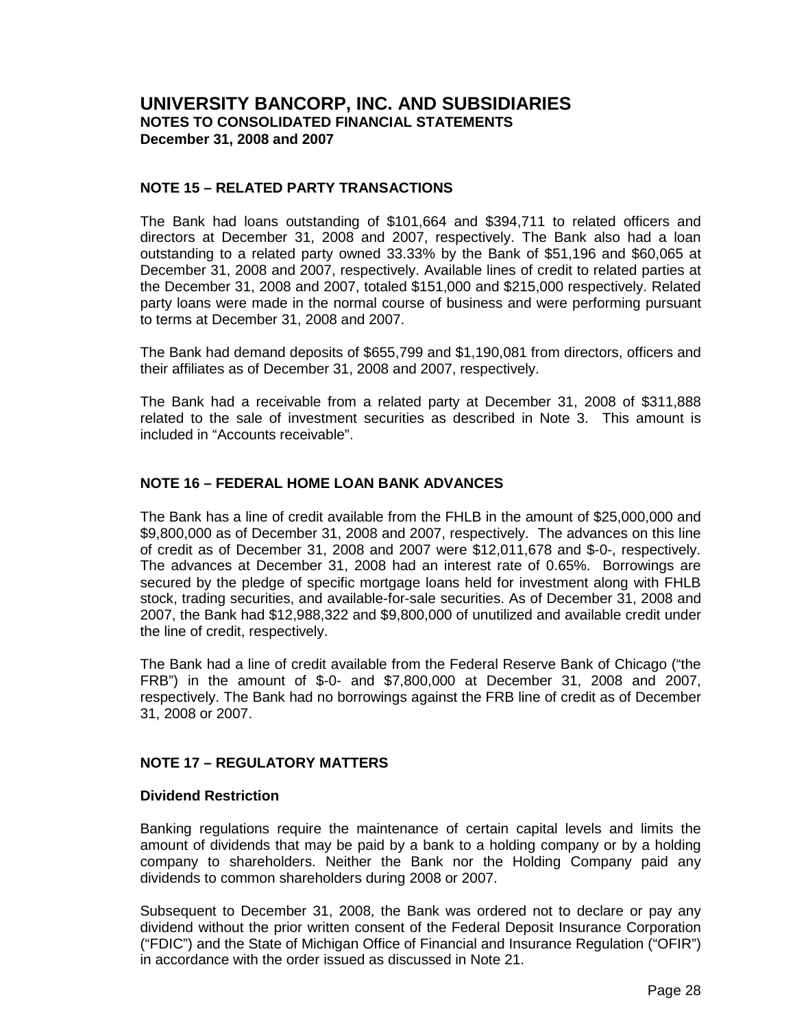# UNIVERSITY BANCORP, INC. AND SUBSIDIARIES
**NOTES TO CONSOLIDATED FINANCIAL STATEMENTS**
**December 31, 2008 and 2007**

## NOTE 15 – RELATED PARTY TRANSACTIONS

The Bank had loans outstanding of $101,664 and $394,711 to related officers and directors at December 31, 2008 and 2007, respectively. The Bank also had a loan outstanding to a related party owned 33.33% by the Bank of $51,196 and $60,065 at December 31, 2008 and 2007, respectively. Available lines of credit to related parties at the December 31, 2008 and 2007, totaled $151,000 and $215,000 respectively. Related party loans were made in the normal course of business and were performing pursuant to terms at December 31, 2008 and 2007.

The Bank had demand deposits of $655,799 and $1,190,081 from directors, officers and their affiliates as of December 31, 2008 and 2007, respectively.

The Bank had a receivable from a related party at December 31, 2008 of $311,888 related to the sale of investment securities as described in Note 3. This amount is included in "Accounts receivable".

## NOTE 16 – FEDERAL HOME LOAN BANK ADVANCES

The Bank has a line of credit available from the FHLB in the amount of $25,000,000 and $9,800,000 as of December 31, 2008 and 2007, respectively. The advances on this line of credit as of December 31, 2008 and 2007 were $12,011,678 and $-0-, respectively. The advances at December 31, 2008 had an interest rate of 0.65%. Borrowings are secured by the pledge of specific mortgage loans held for investment along with FHLB stock, trading securities, and available-for-sale securities. As of December 31, 2008 and 2007, the Bank had $12,988,322 and $9,800,000 of unutilized and available credit under the line of credit, respectively.

The Bank had a line of credit available from the Federal Reserve Bank of Chicago ("the FRB") in the amount of $-0- and $7,800,000 at December 31, 2008 and 2007, respectively. The Bank had no borrowings against the FRB line of credit as of December 31, 2008 or 2007.

## NOTE 17 – REGULATORY MATTERS

### Dividend Restriction

Banking regulations require the maintenance of certain capital levels and limits the amount of dividends that may be paid by a bank to a holding company or by a holding company to shareholders. Neither the Bank nor the Holding Company paid any dividends to common shareholders during 2008 or 2007.

Subsequent to December 31, 2008, the Bank was ordered not to declare or pay any dividend without the prior written consent of the Federal Deposit Insurance Corporation ("FDIC") and the State of Michigan Office of Financial and Insurance Regulation ("OFIR") in accordance with the order issued as discussed in Note 21.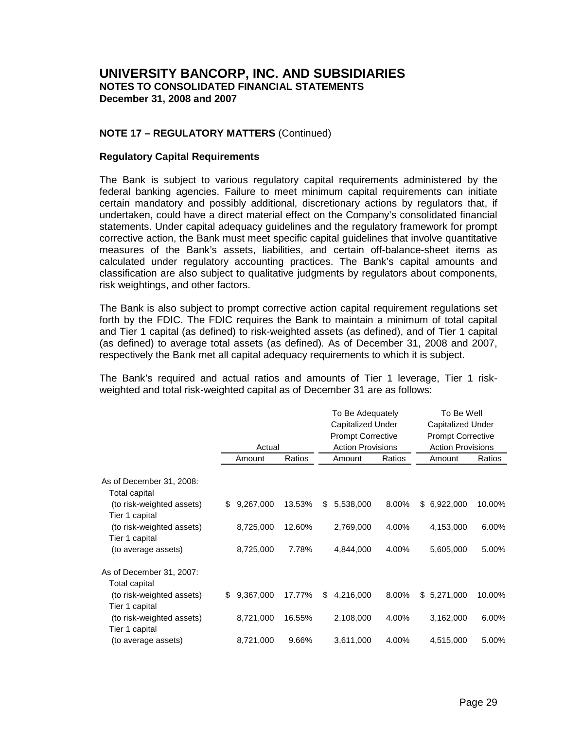# UNIVERSITY BANCORP, INC. AND SUBSIDIARIES

**NOTES TO CONSOLIDATED FINANCIAL STATEMENTS**
**December 31, 2008 and 2007**

## NOTE 17 – REGULATORY MATTERS (Continued)

### Regulatory Capital Requirements

The Bank is subject to various regulatory capital requirements administered by the federal banking agencies. Failure to meet minimum capital requirements can initiate certain mandatory and possibly additional, discretionary actions by regulators that, if undertaken, could have a direct material effect on the Company's consolidated financial statements. Under capital adequacy guidelines and the regulatory framework for prompt corrective action, the Bank must meet specific capital guidelines that involve quantitative measures of the Bank's assets, liabilities, and certain off-balance-sheet items as calculated under regulatory accounting practices. The Bank's capital amounts and classification are also subject to qualitative judgments by regulators about components, risk weightings, and other factors.

The Bank is also subject to prompt corrective action capital requirement regulations set forth by the FDIC. The FDIC requires the Bank to maintain a minimum of total capital and Tier 1 capital (as defined) to risk-weighted assets (as defined), and of Tier 1 capital (as defined) to average total assets (as defined). As of December 31, 2008 and 2007, respectively the Bank met all capital adequacy requirements to which it is subject.

The Bank's required and actual ratios and amounts of Tier 1 leverage, Tier 1 risk-weighted and total risk-weighted capital as of December 31 are as follows:

| | Actual | | To Be Adequately Capitalized Under Prompt Corrective Action Provisions | | To Be Well Capitalized Under Prompt Corrective Action Provisions | |
|---|---|---|---|---|---|---|
| | Amount | Ratios | Amount | Ratios | Amount | Ratios |
| As of December 31, 2008: | | | | | | |
| Total capital (to risk-weighted assets) | $ 9,267,000 | 13.53% | $ 5,538,000 | 8.00% | $ 6,922,000 | 10.00% |
| Tier 1 capital (to risk-weighted assets) | 8,725,000 | 12.60% | 2,769,000 | 4.00% | 4,153,000 | 6.00% |
| Tier 1 capital (to average assets) | 8,725,000 | 7.78% | 4,844,000 | 4.00% | 5,605,000 | 5.00% |
| As of December 31, 2007: | | | | | | |
| Total capital (to risk-weighted assets) | $ 9,367,000 | 17.77% | $ 4,216,000 | 8.00% | $ 5,271,000 | 10.00% |
| Tier 1 capital (to risk-weighted assets) | 8,721,000 | 16.55% | 2,108,000 | 4.00% | 3,162,000 | 6.00% |
| Tier 1 capital (to average assets) | 8,721,000 | 9.66% | 3,611,000 | 4.00% | 4,515,000 | 5.00% |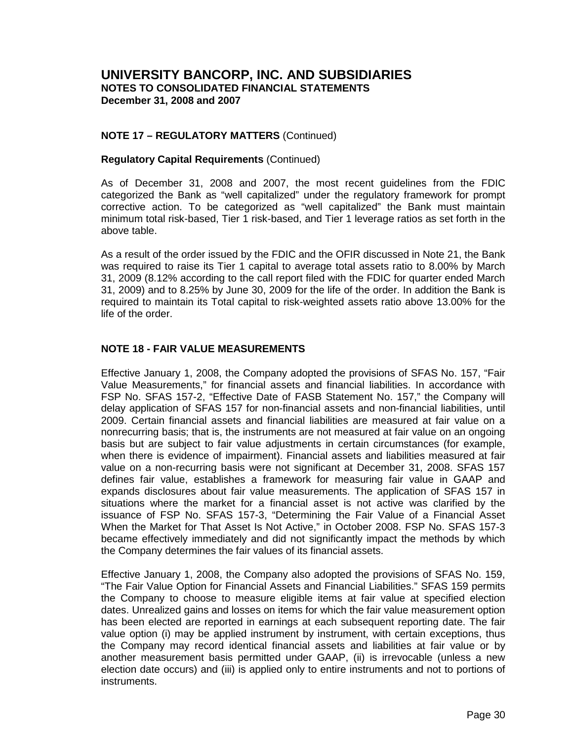# UNIVERSITY BANCORP, INC. AND SUBSIDIARIES
**NOTES TO CONSOLIDATED FINANCIAL STATEMENTS**
**December 31, 2008 and 2007**

## NOTE 17 – REGULATORY MATTERS (Continued)

### Regulatory Capital Requirements (Continued)

As of December 31, 2008 and 2007, the most recent guidelines from the FDIC categorized the Bank as "well capitalized" under the regulatory framework for prompt corrective action. To be categorized as "well capitalized" the Bank must maintain minimum total risk-based, Tier 1 risk-based, and Tier 1 leverage ratios as set forth in the above table.

As a result of the order issued by the FDIC and the OFIR discussed in Note 21, the Bank was required to raise its Tier 1 capital to average total assets ratio to 8.00% by March 31, 2009 (8.12% according to the call report filed with the FDIC for quarter ended March 31, 2009) and to 8.25% by June 30, 2009 for the life of the order. In addition the Bank is required to maintain its Total capital to risk-weighted assets ratio above 13.00% for the life of the order.

## NOTE 18 - FAIR VALUE MEASUREMENTS

Effective January 1, 2008, the Company adopted the provisions of SFAS No. 157, "Fair Value Measurements," for financial assets and financial liabilities. In accordance with FSP No. SFAS 157-2, "Effective Date of FASB Statement No. 157," the Company will delay application of SFAS 157 for non-financial assets and non-financial liabilities, until 2009. Certain financial assets and financial liabilities are measured at fair value on a nonrecurring basis; that is, the instruments are not measured at fair value on an ongoing basis but are subject to fair value adjustments in certain circumstances (for example, when there is evidence of impairment). Financial assets and liabilities measured at fair value on a non-recurring basis were not significant at December 31, 2008. SFAS 157 defines fair value, establishes a framework for measuring fair value in GAAP and expands disclosures about fair value measurements. The application of SFAS 157 in situations where the market for a financial asset is not active was clarified by the issuance of FSP No. SFAS 157-3, "Determining the Fair Value of a Financial Asset When the Market for That Asset Is Not Active," in October 2008. FSP No. SFAS 157-3 became effectively immediately and did not significantly impact the methods by which the Company determines the fair values of its financial assets.

Effective January 1, 2008, the Company also adopted the provisions of SFAS No. 159, "The Fair Value Option for Financial Assets and Financial Liabilities." SFAS 159 permits the Company to choose to measure eligible items at fair value at specified election dates. Unrealized gains and losses on items for which the fair value measurement option has been elected are reported in earnings at each subsequent reporting date. The fair value option (i) may be applied instrument by instrument, with certain exceptions, thus the Company may record identical financial assets and liabilities at fair value or by another measurement basis permitted under GAAP, (ii) is irrevocable (unless a new election date occurs) and (iii) is applied only to entire instruments and not to portions of instruments.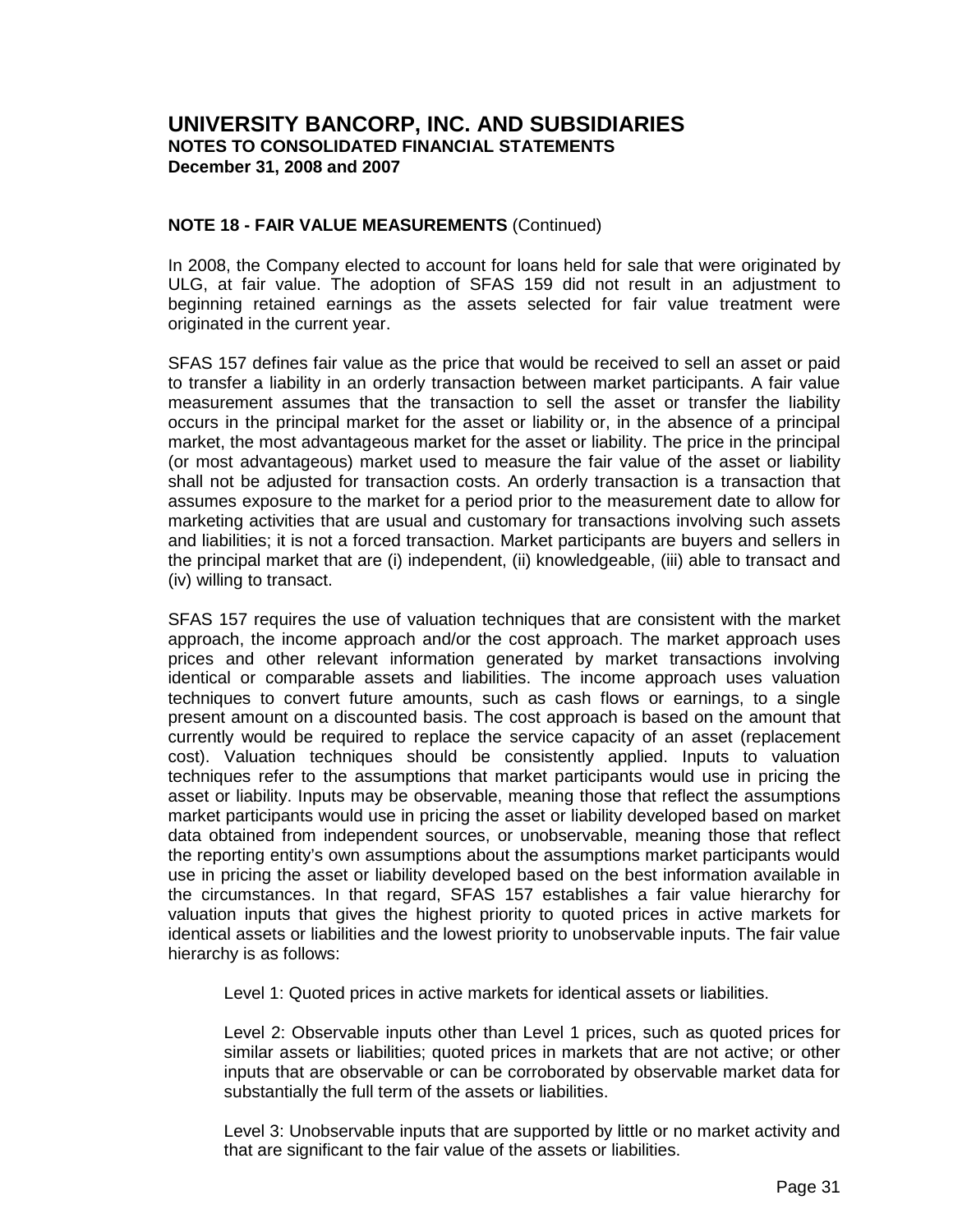# UNIVERSITY BANCORP, INC. AND SUBSIDIARIES
**NOTES TO CONSOLIDATED FINANCIAL STATEMENTS**
**December 31, 2008 and 2007**

**NOTE 18 - FAIR VALUE MEASUREMENTS** (Continued)

In 2008, the Company elected to account for loans held for sale that were originated by ULG, at fair value. The adoption of SFAS 159 did not result in an adjustment to beginning retained earnings as the assets selected for fair value treatment were originated in the current year.

SFAS 157 defines fair value as the price that would be received to sell an asset or paid to transfer a liability in an orderly transaction between market participants. A fair value measurement assumes that the transaction to sell the asset or transfer the liability occurs in the principal market for the asset or liability or, in the absence of a principal market, the most advantageous market for the asset or liability. The price in the principal (or most advantageous) market used to measure the fair value of the asset or liability shall not be adjusted for transaction costs. An orderly transaction is a transaction that assumes exposure to the market for a period prior to the measurement date to allow for marketing activities that are usual and customary for transactions involving such assets and liabilities; it is not a forced transaction. Market participants are buyers and sellers in the principal market that are (i) independent, (ii) knowledgeable, (iii) able to transact and (iv) willing to transact.

SFAS 157 requires the use of valuation techniques that are consistent with the market approach, the income approach and/or the cost approach. The market approach uses prices and other relevant information generated by market transactions involving identical or comparable assets and liabilities. The income approach uses valuation techniques to convert future amounts, such as cash flows or earnings, to a single present amount on a discounted basis. The cost approach is based on the amount that currently would be required to replace the service capacity of an asset (replacement cost). Valuation techniques should be consistently applied. Inputs to valuation techniques refer to the assumptions that market participants would use in pricing the asset or liability. Inputs may be observable, meaning those that reflect the assumptions market participants would use in pricing the asset or liability developed based on market data obtained from independent sources, or unobservable, meaning those that reflect the reporting entity's own assumptions about the assumptions market participants would use in pricing the asset or liability developed based on the best information available in the circumstances. In that regard, SFAS 157 establishes a fair value hierarchy for valuation inputs that gives the highest priority to quoted prices in active markets for identical assets or liabilities and the lowest priority to unobservable inputs. The fair value hierarchy is as follows:

Level 1: Quoted prices in active markets for identical assets or liabilities.

Level 2: Observable inputs other than Level 1 prices, such as quoted prices for similar assets or liabilities; quoted prices in markets that are not active; or other inputs that are observable or can be corroborated by observable market data for substantially the full term of the assets or liabilities.

Level 3: Unobservable inputs that are supported by little or no market activity and that are significant to the fair value of the assets or liabilities.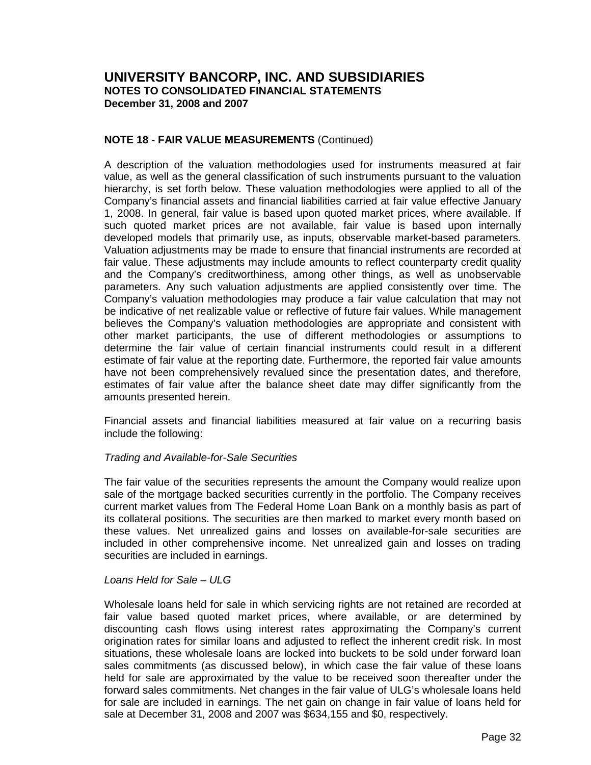# UNIVERSITY BANCORP, INC. AND SUBSIDIARIES
**NOTES TO CONSOLIDATED FINANCIAL STATEMENTS**
**December 31, 2008 and 2007**

**NOTE 18 - FAIR VALUE MEASUREMENTS** (Continued)

A description of the valuation methodologies used for instruments measured at fair value, as well as the general classification of such instruments pursuant to the valuation hierarchy, is set forth below. These valuation methodologies were applied to all of the Company's financial assets and financial liabilities carried at fair value effective January 1, 2008. In general, fair value is based upon quoted market prices, where available. If such quoted market prices are not available, fair value is based upon internally developed models that primarily use, as inputs, observable market-based parameters. Valuation adjustments may be made to ensure that financial instruments are recorded at fair value. These adjustments may include amounts to reflect counterparty credit quality and the Company's creditworthiness, among other things, as well as unobservable parameters. Any such valuation adjustments are applied consistently over time. The Company's valuation methodologies may produce a fair value calculation that may not be indicative of net realizable value or reflective of future fair values. While management believes the Company's valuation methodologies are appropriate and consistent with other market participants, the use of different methodologies or assumptions to determine the fair value of certain financial instruments could result in a different estimate of fair value at the reporting date. Furthermore, the reported fair value amounts have not been comprehensively revalued since the presentation dates, and therefore, estimates of fair value after the balance sheet date may differ significantly from the amounts presented herein.

Financial assets and financial liabilities measured at fair value on a recurring basis include the following:

*Trading and Available-for-Sale Securities*

The fair value of the securities represents the amount the Company would realize upon sale of the mortgage backed securities currently in the portfolio. The Company receives current market values from The Federal Home Loan Bank on a monthly basis as part of its collateral positions. The securities are then marked to market every month based on these values. Net unrealized gains and losses on available-for-sale securities are included in other comprehensive income. Net unrealized gain and losses on trading securities are included in earnings.

*Loans Held for Sale – ULG*

Wholesale loans held for sale in which servicing rights are not retained are recorded at fair value based quoted market prices, where available, or are determined by discounting cash flows using interest rates approximating the Company's current origination rates for similar loans and adjusted to reflect the inherent credit risk. In most situations, these wholesale loans are locked into buckets to be sold under forward loan sales commitments (as discussed below), in which case the fair value of these loans held for sale are approximated by the value to be received soon thereafter under the forward sales commitments. Net changes in the fair value of ULG's wholesale loans held for sale are included in earnings. The net gain on change in fair value of loans held for sale at December 31, 2008 and 2007 was $634,155 and $0, respectively.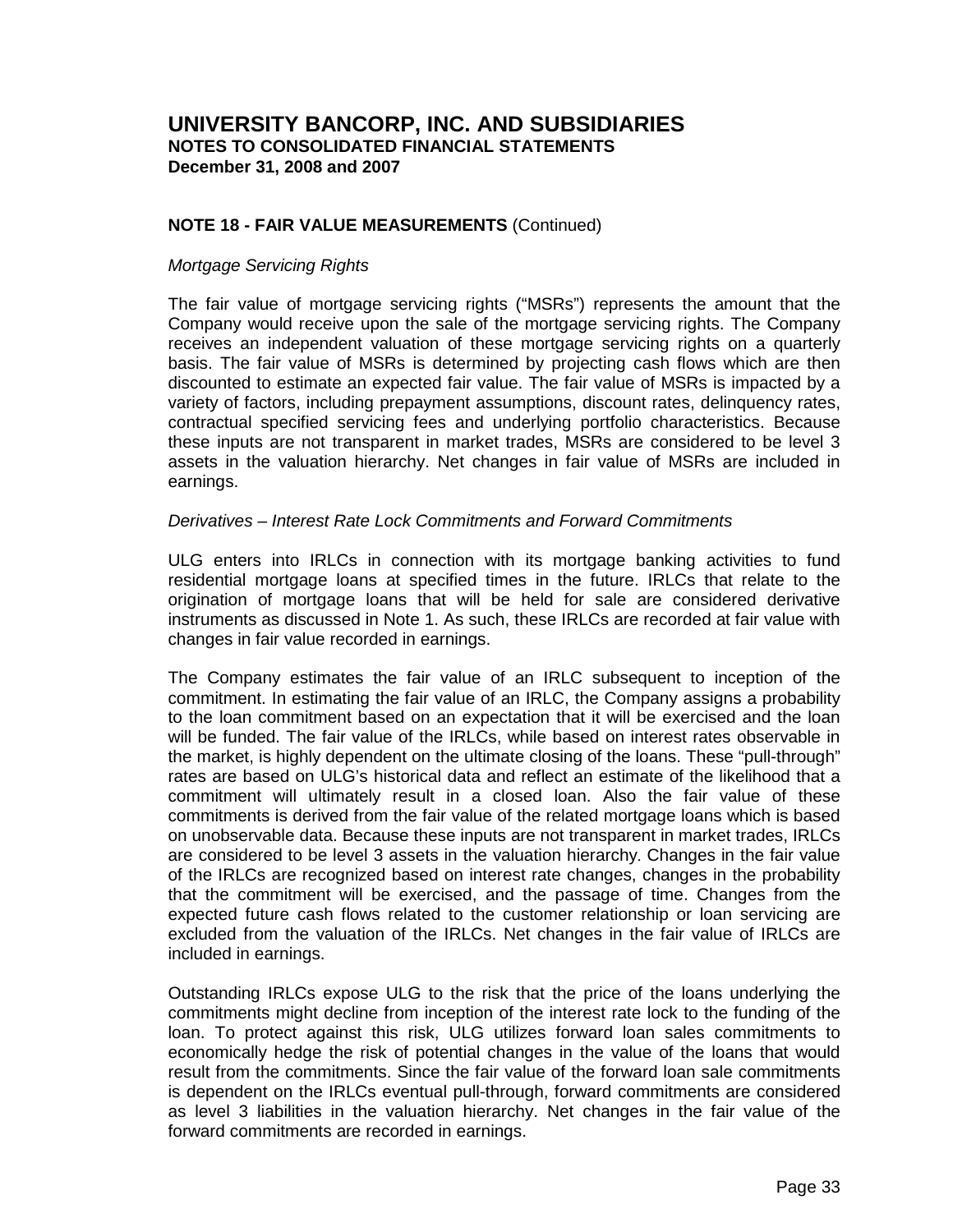# UNIVERSITY BANCORP, INC. AND SUBSIDIARIES
**NOTES TO CONSOLIDATED FINANCIAL STATEMENTS**
**December 31, 2008 and 2007**

**NOTE 18 - FAIR VALUE MEASUREMENTS** (Continued)

*Mortgage Servicing Rights*

The fair value of mortgage servicing rights ("MSRs") represents the amount that the Company would receive upon the sale of the mortgage servicing rights. The Company receives an independent valuation of these mortgage servicing rights on a quarterly basis. The fair value of MSRs is determined by projecting cash flows which are then discounted to estimate an expected fair value. The fair value of MSRs is impacted by a variety of factors, including prepayment assumptions, discount rates, delinquency rates, contractual specified servicing fees and underlying portfolio characteristics. Because these inputs are not transparent in market trades, MSRs are considered to be level 3 assets in the valuation hierarchy. Net changes in fair value of MSRs are included in earnings.

*Derivatives – Interest Rate Lock Commitments and Forward Commitments*

ULG enters into IRLCs in connection with its mortgage banking activities to fund residential mortgage loans at specified times in the future. IRLCs that relate to the origination of mortgage loans that will be held for sale are considered derivative instruments as discussed in Note 1. As such, these IRLCs are recorded at fair value with changes in fair value recorded in earnings.

The Company estimates the fair value of an IRLC subsequent to inception of the commitment. In estimating the fair value of an IRLC, the Company assigns a probability to the loan commitment based on an expectation that it will be exercised and the loan will be funded. The fair value of the IRLCs, while based on interest rates observable in the market, is highly dependent on the ultimate closing of the loans. These "pull-through" rates are based on ULG's historical data and reflect an estimate of the likelihood that a commitment will ultimately result in a closed loan. Also the fair value of these commitments is derived from the fair value of the related mortgage loans which is based on unobservable data. Because these inputs are not transparent in market trades, IRLCs are considered to be level 3 assets in the valuation hierarchy. Changes in the fair value of the IRLCs are recognized based on interest rate changes, changes in the probability that the commitment will be exercised, and the passage of time. Changes from the expected future cash flows related to the customer relationship or loan servicing are excluded from the valuation of the IRLCs. Net changes in the fair value of IRLCs are included in earnings.

Outstanding IRLCs expose ULG to the risk that the price of the loans underlying the commitments might decline from inception of the interest rate lock to the funding of the loan. To protect against this risk, ULG utilizes forward loan sales commitments to economically hedge the risk of potential changes in the value of the loans that would result from the commitments. Since the fair value of the forward loan sale commitments is dependent on the IRLCs eventual pull-through, forward commitments are considered as level 3 liabilities in the valuation hierarchy. Net changes in the fair value of the forward commitments are recorded in earnings.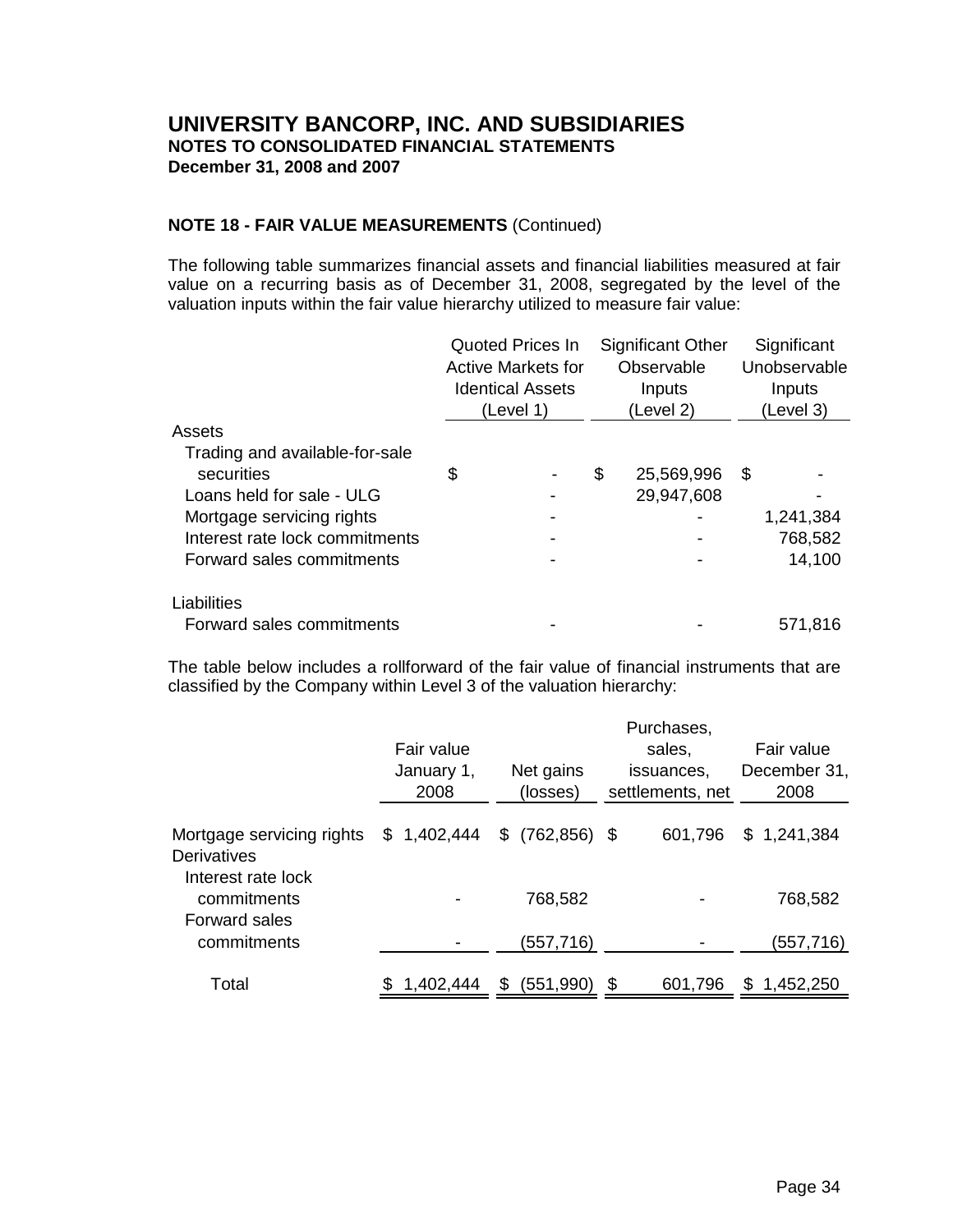# UNIVERSITY BANCORP, INC. AND SUBSIDIARIES
**NOTES TO CONSOLIDATED FINANCIAL STATEMENTS**
**December 31, 2008 and 2007**

**NOTE 18 - FAIR VALUE MEASUREMENTS** (Continued)

The following table summarizes financial assets and financial liabilities measured at fair value on a recurring basis as of December 31, 2008, segregated by the level of the valuation inputs within the fair value hierarchy utilized to measure fair value:

| | Quoted Prices In Active Markets for Identical Assets (Level 1) | Significant Other Observable Inputs (Level 2) | Significant Unobservable Inputs (Level 3) |
|---|---|---|---|
| Assets | | | |
| Trading and available-for-sale securities | $ - | $ 25,569,996 | $ - |
| Loans held for sale - ULG | - | 29,947,608 | - |
| Mortgage servicing rights | - | - | 1,241,384 |
| Interest rate lock commitments | - | - | 768,582 |
| Forward sales commitments | - | - | 14,100 |
| Liabilities | | | |
| Forward sales commitments | - | - | 571,816 |

The table below includes a rollforward of the fair value of financial instruments that are classified by the Company within Level 3 of the valuation hierarchy:

| | Fair value January 1, 2008 | Net gains (losses) | Purchases, sales, issuances, settlements, net | Fair value December 31, 2008 |
|---|---|---|---|---|
| Mortgage servicing rights | $ 1,402,444 | $ (762,856) | $ 601,796 | $ 1,241,384 |
| Derivatives | | | | |
| Interest rate lock commitments | - | 768,582 | - | 768,582 |
| Forward sales commitments | - | (557,716) | - | (557,716) |
| Total | $ 1,402,444 | $ (551,990) | $ 601,796 | $ 1,452,250 |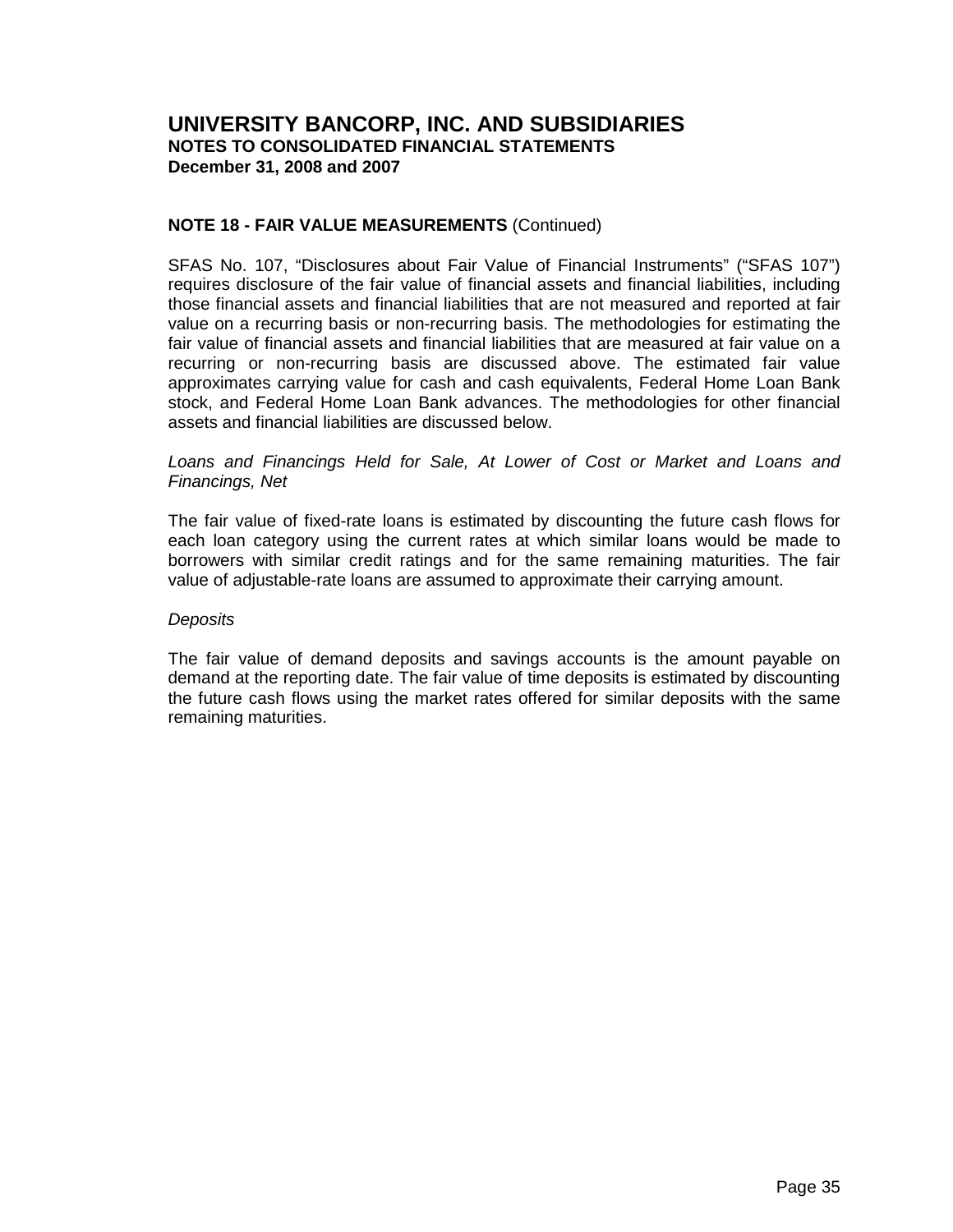# UNIVERSITY BANCORP, INC. AND SUBSIDIARIES
**NOTES TO CONSOLIDATED FINANCIAL STATEMENTS**
**December 31, 2008 and 2007**

**NOTE 18 - FAIR VALUE MEASUREMENTS** (Continued)

SFAS No. 107, "Disclosures about Fair Value of Financial Instruments" ("SFAS 107") requires disclosure of the fair value of financial assets and financial liabilities, including those financial assets and financial liabilities that are not measured and reported at fair value on a recurring basis or non-recurring basis. The methodologies for estimating the fair value of financial assets and financial liabilities that are measured at fair value on a recurring or non-recurring basis are discussed above. The estimated fair value approximates carrying value for cash and cash equivalents, Federal Home Loan Bank stock, and Federal Home Loan Bank advances. The methodologies for other financial assets and financial liabilities are discussed below.

*Loans and Financings Held for Sale, At Lower of Cost or Market and Loans and Financings, Net*

The fair value of fixed-rate loans is estimated by discounting the future cash flows for each loan category using the current rates at which similar loans would be made to borrowers with similar credit ratings and for the same remaining maturities. The fair value of adjustable-rate loans are assumed to approximate their carrying amount.

*Deposits*

The fair value of demand deposits and savings accounts is the amount payable on demand at the reporting date. The fair value of time deposits is estimated by discounting the future cash flows using the market rates offered for similar deposits with the same remaining maturities.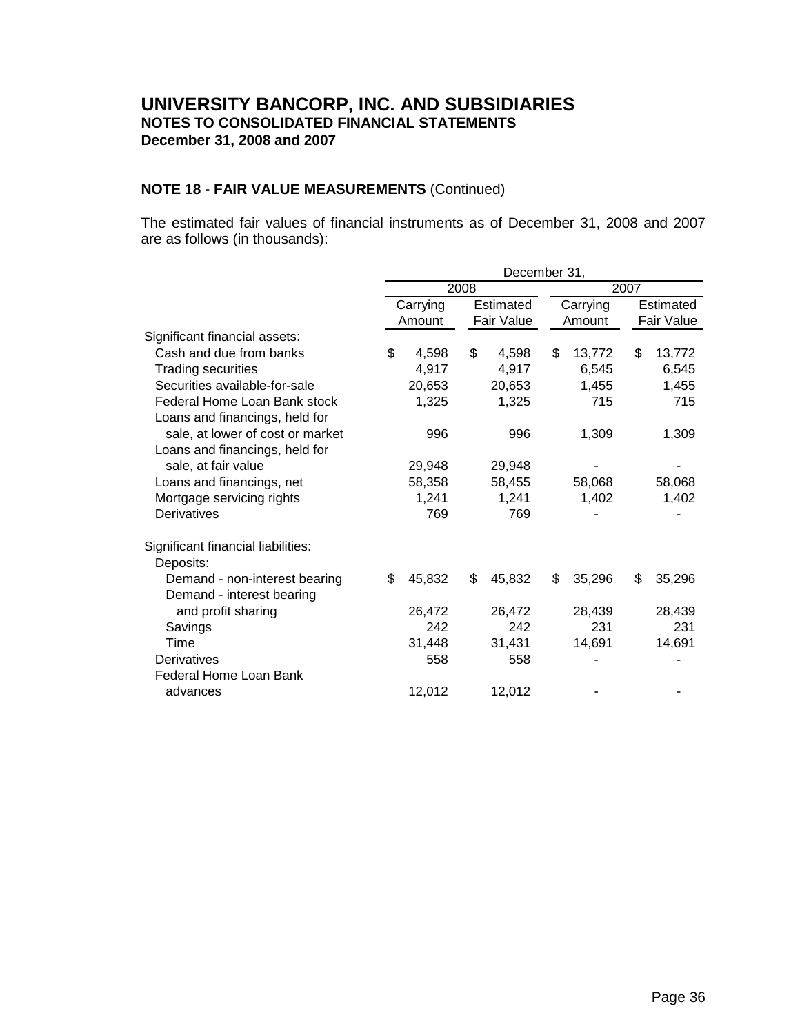# UNIVERSITY BANCORP, INC. AND SUBSIDIARIES

**NOTES TO CONSOLIDATED FINANCIAL STATEMENTS**
**December 31, 2008 and 2007**

**NOTE 18 - FAIR VALUE MEASUREMENTS** (Continued)

The estimated fair values of financial instruments as of December 31, 2008 and 2007 are as follows (in thousands):

| | December 31, | | | |
|---|---|---|---|---|
| | 2008 | | 2007 | |
| | Carrying Amount | Estimated Fair Value | Carrying Amount | Estimated Fair Value |
| Significant financial assets: | | | | |
| Cash and due from banks | $ 4,598 | $ 4,598 | $ 13,772 | $ 13,772 |
| Trading securities | 4,917 | 4,917 | 6,545 | 6,545 |
| Securities available-for-sale | 20,653 | 20,653 | 1,455 | 1,455 |
| Federal Home Loan Bank stock | 1,325 | 1,325 | 715 | 715 |
| Loans and financings, held for sale, at lower of cost or market | 996 | 996 | 1,309 | 1,309 |
| Loans and financings, held for sale, at fair value | 29,948 | 29,948 | - | - |
| Loans and financings, net | 58,358 | 58,455 | 58,068 | 58,068 |
| Mortgage servicing rights | 1,241 | 1,241 | 1,402 | 1,402 |
| Derivatives | 769 | 769 | - | - |
| Significant financial liabilities: | | | | |
| Deposits: | | | | |
| Demand - non-interest bearing | $ 45,832 | $ 45,832 | $ 35,296 | $ 35,296 |
| Demand - interest bearing and profit sharing | 26,472 | 26,472 | 28,439 | 28,439 |
| Savings | 242 | 242 | 231 | 231 |
| Time | 31,448 | 31,431 | 14,691 | 14,691 |
| Derivatives | 558 | 558 | - | - |
| Federal Home Loan Bank advances | 12,012 | 12,012 | - | - |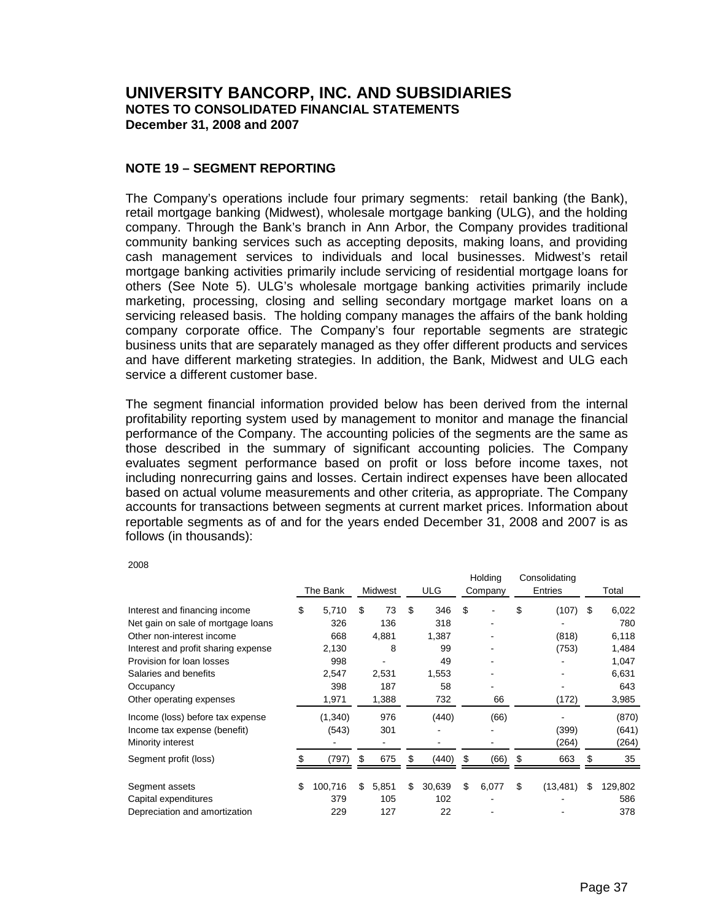# UNIVERSITY BANCORP, INC. AND SUBSIDIARIES
## NOTES TO CONSOLIDATED FINANCIAL STATEMENTS
### December 31, 2008 and 2007

### NOTE 19 – SEGMENT REPORTING

The Company's operations include four primary segments: retail banking (the Bank), retail mortgage banking (Midwest), wholesale mortgage banking (ULG), and the holding company. Through the Bank's branch in Ann Arbor, the Company provides traditional community banking services such as accepting deposits, making loans, and providing cash management services to individuals and local businesses. Midwest's retail mortgage banking activities primarily include servicing of residential mortgage loans for others (See Note 5). ULG's wholesale mortgage banking activities primarily include marketing, processing, closing and selling secondary mortgage market loans on a servicing released basis. The holding company manages the affairs of the bank holding company corporate office. The Company's four reportable segments are strategic business units that are separately managed as they offer different products and services and have different marketing strategies. In addition, the Bank, Midwest and ULG each service a different customer base.

The segment financial information provided below has been derived from the internal profitability reporting system used by management to monitor and manage the financial performance of the Company. The accounting policies of the segments are the same as those described in the summary of significant accounting policies. The Company evaluates segment performance based on profit or loss before income taxes, not including nonrecurring gains and losses. Certain indirect expenses have been allocated based on actual volume measurements and other criteria, as appropriate. The Company accounts for transactions between segments at current market prices. Information about reportable segments as of and for the years ended December 31, 2008 and 2007 is as follows (in thousands):

2008

| | The Bank | Midwest | ULG | Holding Company | Consolidating Entries | Total |
|---|---|---|---|---|---|---|
| Interest and financing income | $ 5,710 | $ 73 | $ 346 | $ - | $ (107) | $ 6,022 |
| Net gain on sale of mortgage loans | 326 | 136 | 318 | - | - | 780 |
| Other non-interest income | 668 | 4,881 | 1,387 | - | (818) | 6,118 |
| Interest and profit sharing expense | 2,130 | 8 | 99 | - | (753) | 1,484 |
| Provision for loan losses | 998 | - | 49 | - | - | 1,047 |
| Salaries and benefits | 2,547 | 2,531 | 1,553 | - | - | 6,631 |
| Occupancy | 398 | 187 | 58 | - | - | 643 |
| Other operating expenses | 1,971 | 1,388 | 732 | 66 | (172) | 3,985 |
| Income (loss) before tax expense | (1,340) | 976 | (440) | (66) | - | (870) |
| Income tax expense (benefit) | (543) | 301 | - | - | (399) | (641) |
| Minority interest | - | - | - | - | (264) | (264) |
| Segment profit (loss) | $ (797) | $ 675 | $ (440) | $ (66) | $ 663 | $ 35 |
| Segment assets | $ 100,716 | $ 5,851 | $ 30,639 | $ 6,077 | $ (13,481) | $ 129,802 |
| Capital expenditures | 379 | 105 | 102 | - | - | 586 |
| Depreciation and amortization | 229 | 127 | 22 | - | - | 378 |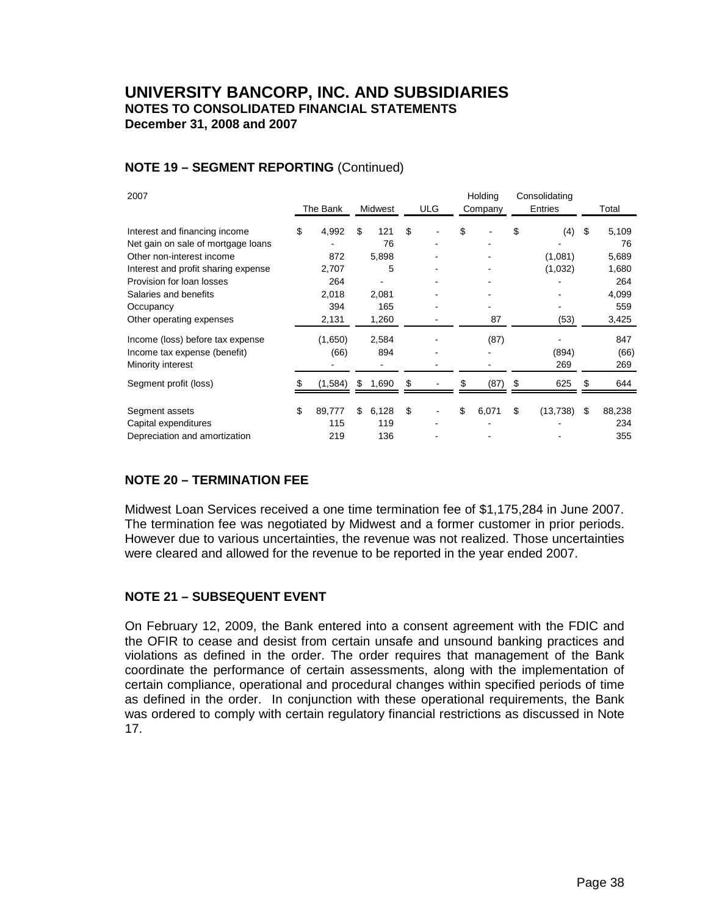# UNIVERSITY BANCORP, INC. AND SUBSIDIARIES
## NOTES TO CONSOLIDATED FINANCIAL STATEMENTS
### December 31, 2008 and 2007

## NOTE 19 – SEGMENT REPORTING (Continued)

| 2007 | The Bank | Midwest | ULG | Holding Company | Consolidating Entries | Total |
|---|---|---|---|---|---|---|
| Interest and financing income | $ 4,992 | $ 121 | $ - | $ - | $ (4) | $ 5,109 |
| Net gain on sale of mortgage loans | - | 76 | - | - | - | 76 |
| Other non-interest income | 872 | 5,898 | - | - | (1,081) | 5,689 |
| Interest and profit sharing expense | 2,707 | 5 | - | - | (1,032) | 1,680 |
| Provision for loan losses | 264 | - | - | - | - | 264 |
| Salaries and benefits | 2,018 | 2,081 | - | - | - | 4,099 |
| Occupancy | 394 | 165 | - | - | - | 559 |
| Other operating expenses | 2,131 | 1,260 | - | 87 | (53) | 3,425 |
| Income (loss) before tax expense | (1,650) | 2,584 | - | (87) | - | 847 |
| Income tax expense (benefit) | (66) | 894 | - | - | (894) | (66) |
| Minority interest | - | - | - | - | 269 | 269 |
| Segment profit (loss) | $ (1,584) | $ 1,690 | $ - | $ (87) | $ 625 | $ 644 |
| Segment assets | $ 89,777 | $ 6,128 | $ - | $ 6,071 | $ (13,738) | $ 88,238 |
| Capital expenditures | 115 | 119 | - | - | - | 234 |
| Depreciation and amortization | 219 | 136 | - | - | - | 355 |

## NOTE 20 – TERMINATION FEE

Midwest Loan Services received a one time termination fee of $1,175,284 in June 2007. The termination fee was negotiated by Midwest and a former customer in prior periods. However due to various uncertainties, the revenue was not realized. Those uncertainties were cleared and allowed for the revenue to be reported in the year ended 2007.

## NOTE 21 – SUBSEQUENT EVENT

On February 12, 2009, the Bank entered into a consent agreement with the FDIC and the OFIR to cease and desist from certain unsafe and unsound banking practices and violations as defined in the order. The order requires that management of the Bank coordinate the performance of certain assessments, along with the implementation of certain compliance, operational and procedural changes within specified periods of time as defined in the order. In conjunction with these operational requirements, the Bank was ordered to comply with certain regulatory financial restrictions as discussed in Note 17.